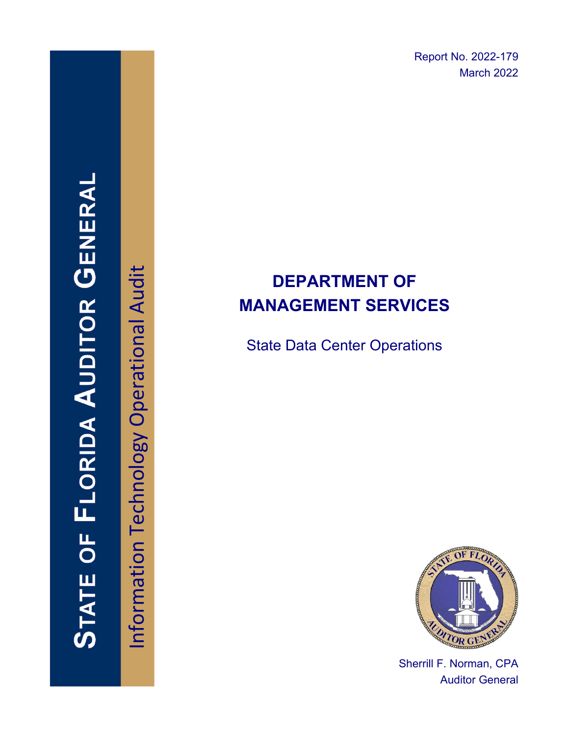Report No. 2022-179
March 2022

# STATE OF FLORIDA AUDITOR GENERAL

Information Technology Operational Audit

# DEPARTMENT OF MANAGEMENT SERVICES

## State Data Center Operations

Sherrill F. Norman, CPA
Auditor General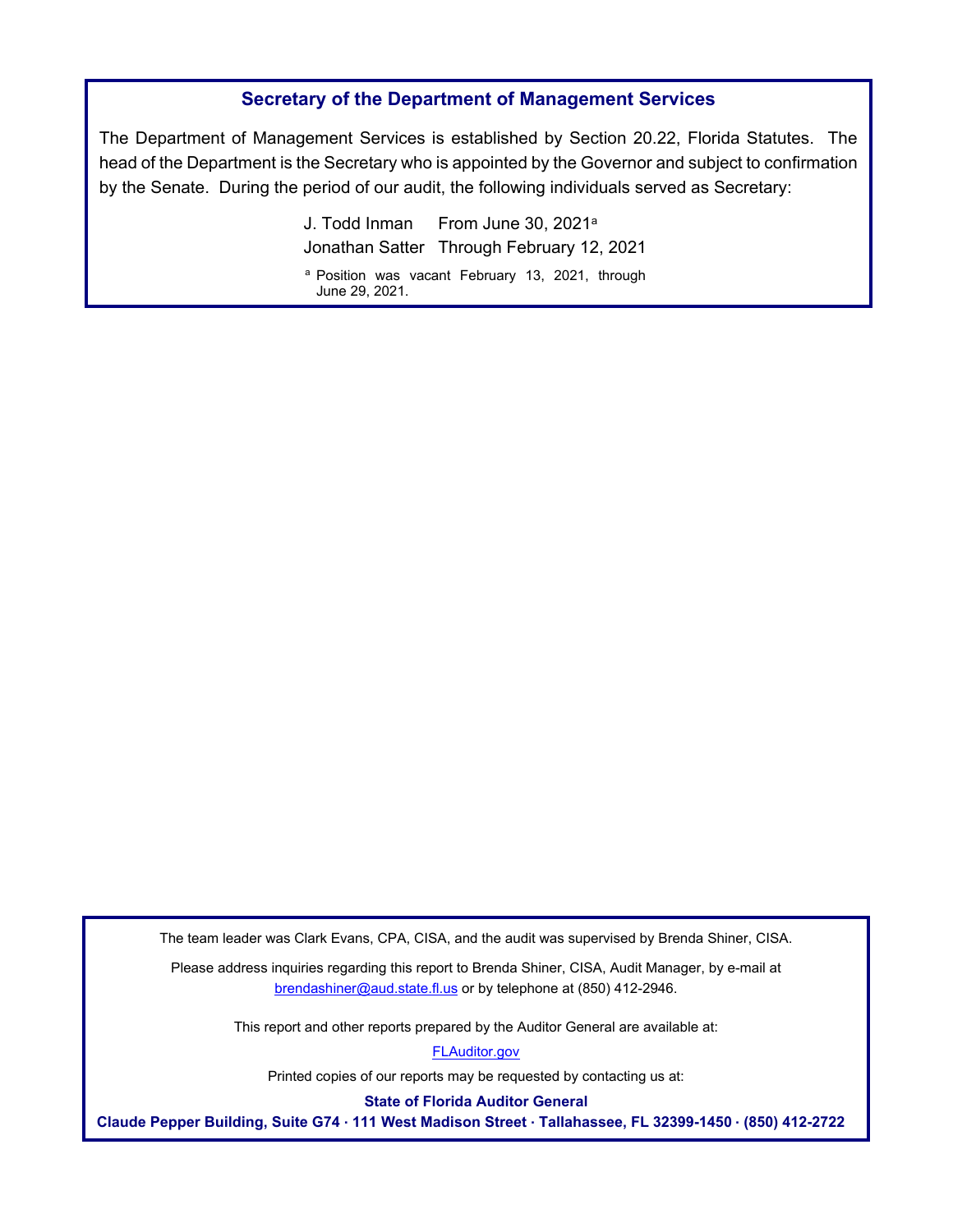## Secretary of the Department of Management Services

The Department of Management Services is established by Section 20.22, Florida Statutes. The head of the Department is the Secretary who is appointed by the Governor and subject to confirmation by the Senate. During the period of our audit, the following individuals served as Secretary:

| | |
|---|---|
| J. Todd Inman | From June 30, 2021[a] |
| Jonathan Satter | Through February 12, 2021 |

[a] Position was vacant February 13, 2021, through June 29, 2021.

The team leader was Clark Evans, CPA, CISA, and the audit was supervised by Brenda Shiner, CISA.

Please address inquiries regarding this report to Brenda Shiner, CISA, Audit Manager, by e-mail at brendashiner@aud.state.fl.us or by telephone at (850) 412-2946.

This report and other reports prepared by the Auditor General are available at:

FLAuditor.gov

Printed copies of our reports may be requested by contacting us at:

**State of Florida Auditor General**

**Claude Pepper Building, Suite G74 · 111 West Madison Street · Tallahassee, FL 32399-1450 · (850) 412-2722**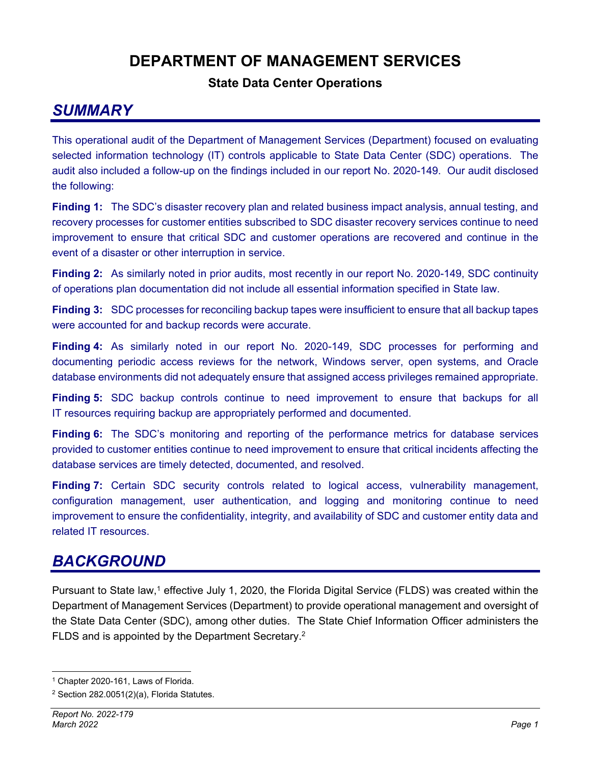# DEPARTMENT OF MANAGEMENT SERVICES

## State Data Center Operations

## SUMMARY

This operational audit of the Department of Management Services (Department) focused on evaluating selected information technology (IT) controls applicable to State Data Center (SDC) operations. The audit also included a follow-up on the findings included in our report No. 2020-149. Our audit disclosed the following:

**Finding 1:** The SDC's disaster recovery plan and related business impact analysis, annual testing, and recovery processes for customer entities subscribed to SDC disaster recovery services continue to need improvement to ensure that critical SDC and customer operations are recovered and continue in the event of a disaster or other interruption in service.

**Finding 2:** As similarly noted in prior audits, most recently in our report No. 2020-149, SDC continuity of operations plan documentation did not include all essential information specified in State law.

**Finding 3:** SDC processes for reconciling backup tapes were insufficient to ensure that all backup tapes were accounted for and backup records were accurate.

**Finding 4:** As similarly noted in our report No. 2020-149, SDC processes for performing and documenting periodic access reviews for the network, Windows server, open systems, and Oracle database environments did not adequately ensure that assigned access privileges remained appropriate.

**Finding 5:** SDC backup controls continue to need improvement to ensure that backups for all IT resources requiring backup are appropriately performed and documented.

**Finding 6:** The SDC's monitoring and reporting of the performance metrics for database services provided to customer entities continue to need improvement to ensure that critical incidents affecting the database services are timely detected, documented, and resolved.

**Finding 7:** Certain SDC security controls related to logical access, vulnerability management, configuration management, user authentication, and logging and monitoring continue to need improvement to ensure the confidentiality, integrity, and availability of SDC and customer entity data and related IT resources.

## BACKGROUND

Pursuant to State law,[1] effective July 1, 2020, the Florida Digital Service (FLDS) was created within the Department of Management Services (Department) to provide operational management and oversight of the State Data Center (SDC), among other duties. The State Chief Information Officer administers the FLDS and is appointed by the Department Secretary.[2]

[1] Chapter 2020-161, Laws of Florida.

[2] Section 282.0051(2)(a), Florida Statutes.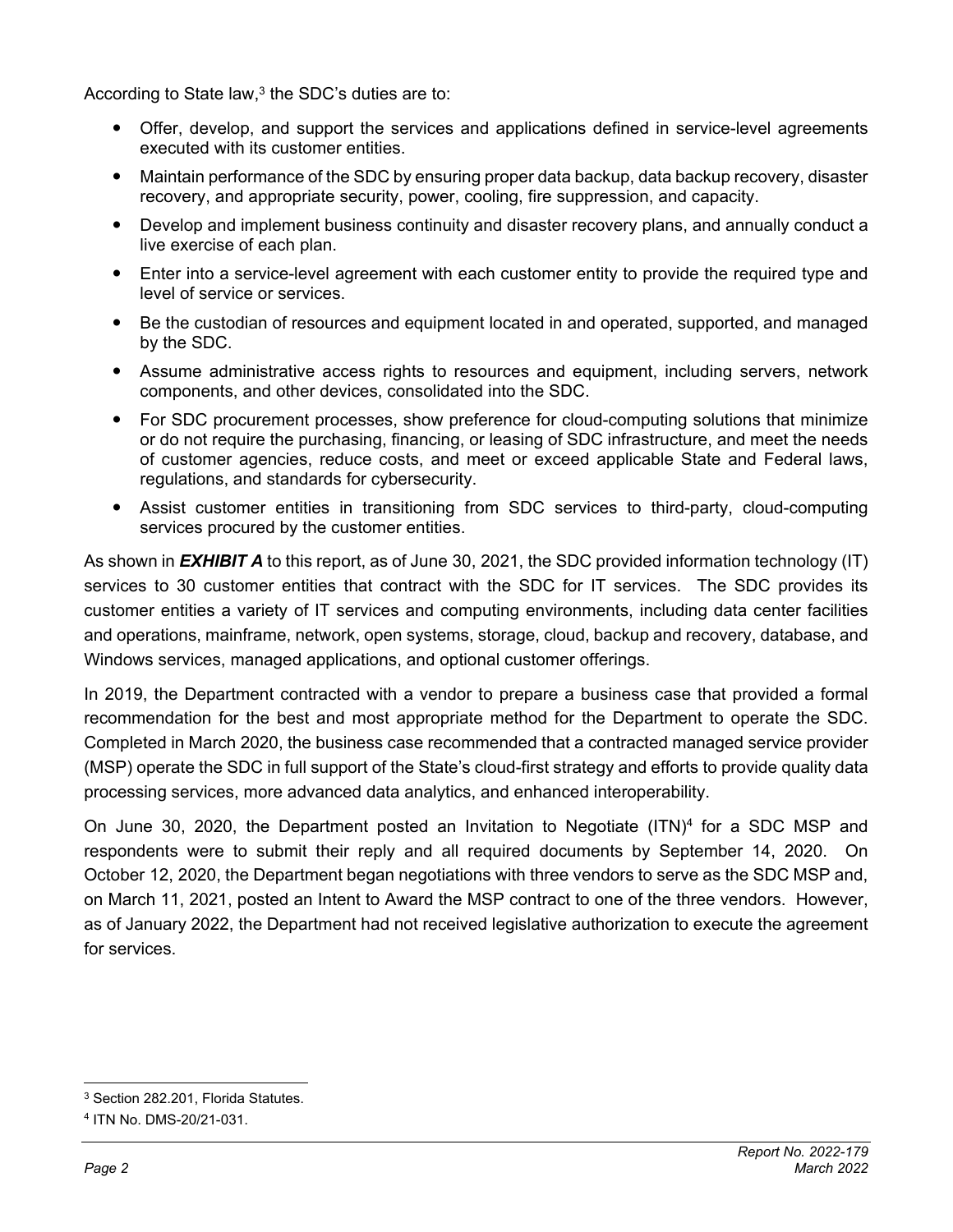According to State law,[3] the SDC's duties are to:

- Offer, develop, and support the services and applications defined in service-level agreements executed with its customer entities.
- Maintain performance of the SDC by ensuring proper data backup, data backup recovery, disaster recovery, and appropriate security, power, cooling, fire suppression, and capacity.
- Develop and implement business continuity and disaster recovery plans, and annually conduct a live exercise of each plan.
- Enter into a service-level agreement with each customer entity to provide the required type and level of service or services.
- Be the custodian of resources and equipment located in and operated, supported, and managed by the SDC.
- Assume administrative access rights to resources and equipment, including servers, network components, and other devices, consolidated into the SDC.
- For SDC procurement processes, show preference for cloud-computing solutions that minimize or do not require the purchasing, financing, or leasing of SDC infrastructure, and meet the needs of customer agencies, reduce costs, and meet or exceed applicable State and Federal laws, regulations, and standards for cybersecurity.
- Assist customer entities in transitioning from SDC services to third-party, cloud-computing services procured by the customer entities.

As shown in ***EXHIBIT A*** to this report, as of June 30, 2021, the SDC provided information technology (IT) services to 30 customer entities that contract with the SDC for IT services. The SDC provides its customer entities a variety of IT services and computing environments, including data center facilities and operations, mainframe, network, open systems, storage, cloud, backup and recovery, database, and Windows services, managed applications, and optional customer offerings.

In 2019, the Department contracted with a vendor to prepare a business case that provided a formal recommendation for the best and most appropriate method for the Department to operate the SDC. Completed in March 2020, the business case recommended that a contracted managed service provider (MSP) operate the SDC in full support of the State's cloud-first strategy and efforts to provide quality data processing services, more advanced data analytics, and enhanced interoperability.

On June 30, 2020, the Department posted an Invitation to Negotiate (ITN)[4] for a SDC MSP and respondents were to submit their reply and all required documents by September 14, 2020. On October 12, 2020, the Department began negotiations with three vendors to serve as the SDC MSP and, on March 11, 2021, posted an Intent to Award the MSP contract to one of the three vendors. However, as of January 2022, the Department had not received legislative authorization to execute the agreement for services.

---

[3] Section 282.201, Florida Statutes.

[4] ITN No. DMS-20/21-031.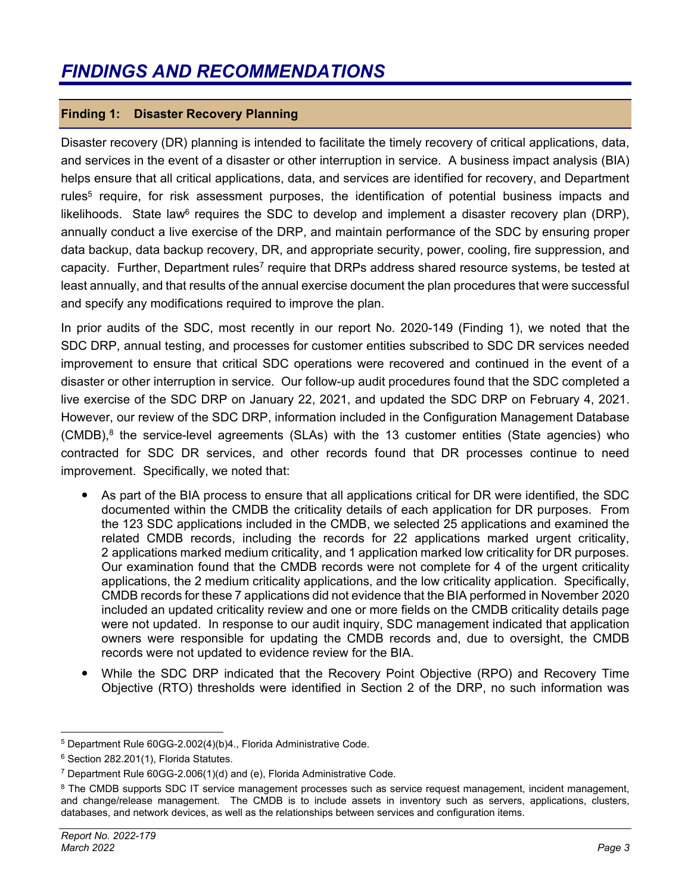# FINDINGS AND RECOMMENDATIONS

## Finding 1: Disaster Recovery Planning

Disaster recovery (DR) planning is intended to facilitate the timely recovery of critical applications, data, and services in the event of a disaster or other interruption in service. A business impact analysis (BIA) helps ensure that all critical applications, data, and services are identified for recovery, and Department rules[5] require, for risk assessment purposes, the identification of potential business impacts and likelihoods. State law[6] requires the SDC to develop and implement a disaster recovery plan (DRP), annually conduct a live exercise of the DRP, and maintain performance of the SDC by ensuring proper data backup, data backup recovery, DR, and appropriate security, power, cooling, fire suppression, and capacity. Further, Department rules[7] require that DRPs address shared resource systems, be tested at least annually, and that results of the annual exercise document the plan procedures that were successful and specify any modifications required to improve the plan.

In prior audits of the SDC, most recently in our report No. 2020-149 (Finding 1), we noted that the SDC DRP, annual testing, and processes for customer entities subscribed to SDC DR services needed improvement to ensure that critical SDC operations were recovered and continued in the event of a disaster or other interruption in service. Our follow-up audit procedures found that the SDC completed a live exercise of the SDC DRP on January 22, 2021, and updated the SDC DRP on February 4, 2021. However, our review of the SDC DRP, information included in the Configuration Management Database (CMDB),[8] the service-level agreements (SLAs) with the 13 customer entities (State agencies) who contracted for SDC DR services, and other records found that DR processes continue to need improvement. Specifically, we noted that:

- As part of the BIA process to ensure that all applications critical for DR were identified, the SDC documented within the CMDB the criticality details of each application for DR purposes. From the 123 SDC applications included in the CMDB, we selected 25 applications and examined the related CMDB records, including the records for 22 applications marked urgent criticality, 2 applications marked medium criticality, and 1 application marked low criticality for DR purposes. Our examination found that the CMDB records were not complete for 4 of the urgent criticality applications, the 2 medium criticality applications, and the low criticality application. Specifically, CMDB records for these 7 applications did not evidence that the BIA performed in November 2020 included an updated criticality review and one or more fields on the CMDB criticality details page were not updated. In response to our audit inquiry, SDC management indicated that application owners were responsible for updating the CMDB records and, due to oversight, the CMDB records were not updated to evidence review for the BIA.
- While the SDC DRP indicated that the Recovery Point Objective (RPO) and Recovery Time Objective (RTO) thresholds were identified in Section 2 of the DRP, no such information was

---

[5] Department Rule 60GG-2.002(4)(b)4., Florida Administrative Code.

[6] Section 282.201(1), Florida Statutes.

[7] Department Rule 60GG-2.006(1)(d) and (e), Florida Administrative Code.

[8] The CMDB supports SDC IT service management processes such as service request management, incident management, and change/release management. The CMDB is to include assets in inventory such as servers, applications, clusters, databases, and network devices, as well as the relationships between services and configuration items.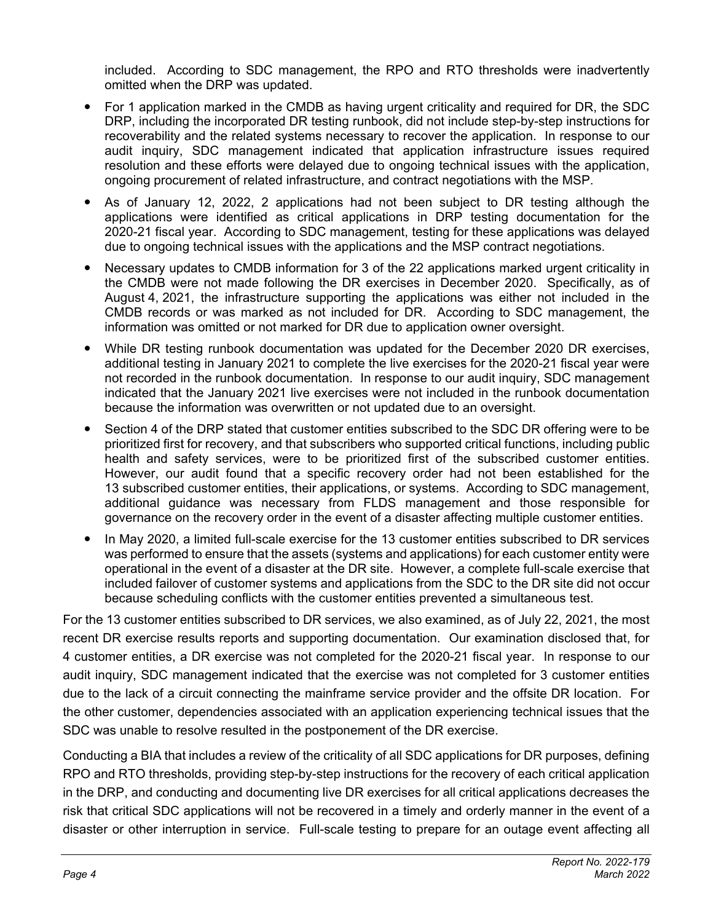included. According to SDC management, the RPO and RTO thresholds were inadvertently omitted when the DRP was updated.

- For 1 application marked in the CMDB as having urgent criticality and required for DR, the SDC DRP, including the incorporated DR testing runbook, did not include step-by-step instructions for recoverability and the related systems necessary to recover the application. In response to our audit inquiry, SDC management indicated that application infrastructure issues required resolution and these efforts were delayed due to ongoing technical issues with the application, ongoing procurement of related infrastructure, and contract negotiations with the MSP.
- As of January 12, 2022, 2 applications had not been subject to DR testing although the applications were identified as critical applications in DRP testing documentation for the 2020-21 fiscal year. According to SDC management, testing for these applications was delayed due to ongoing technical issues with the applications and the MSP contract negotiations.
- Necessary updates to CMDB information for 3 of the 22 applications marked urgent criticality in the CMDB were not made following the DR exercises in December 2020. Specifically, as of August 4, 2021, the infrastructure supporting the applications was either not included in the CMDB records or was marked as not included for DR. According to SDC management, the information was omitted or not marked for DR due to application owner oversight.
- While DR testing runbook documentation was updated for the December 2020 DR exercises, additional testing in January 2021 to complete the live exercises for the 2020-21 fiscal year were not recorded in the runbook documentation. In response to our audit inquiry, SDC management indicated that the January 2021 live exercises were not included in the runbook documentation because the information was overwritten or not updated due to an oversight.
- Section 4 of the DRP stated that customer entities subscribed to the SDC DR offering were to be prioritized first for recovery, and that subscribers who supported critical functions, including public health and safety services, were to be prioritized first of the subscribed customer entities. However, our audit found that a specific recovery order had not been established for the 13 subscribed customer entities, their applications, or systems. According to SDC management, additional guidance was necessary from FLDS management and those responsible for governance on the recovery order in the event of a disaster affecting multiple customer entities.
- In May 2020, a limited full-scale exercise for the 13 customer entities subscribed to DR services was performed to ensure that the assets (systems and applications) for each customer entity were operational in the event of a disaster at the DR site. However, a complete full-scale exercise that included failover of customer systems and applications from the SDC to the DR site did not occur because scheduling conflicts with the customer entities prevented a simultaneous test.

For the 13 customer entities subscribed to DR services, we also examined, as of July 22, 2021, the most recent DR exercise results reports and supporting documentation. Our examination disclosed that, for 4 customer entities, a DR exercise was not completed for the 2020-21 fiscal year. In response to our audit inquiry, SDC management indicated that the exercise was not completed for 3 customer entities due to the lack of a circuit connecting the mainframe service provider and the offsite DR location. For the other customer, dependencies associated with an application experiencing technical issues that the SDC was unable to resolve resulted in the postponement of the DR exercise.

Conducting a BIA that includes a review of the criticality of all SDC applications for DR purposes, defining RPO and RTO thresholds, providing step-by-step instructions for the recovery of each critical application in the DRP, and conducting and documenting live DR exercises for all critical applications decreases the risk that critical SDC applications will not be recovered in a timely and orderly manner in the event of a disaster or other interruption in service. Full-scale testing to prepare for an outage event affecting all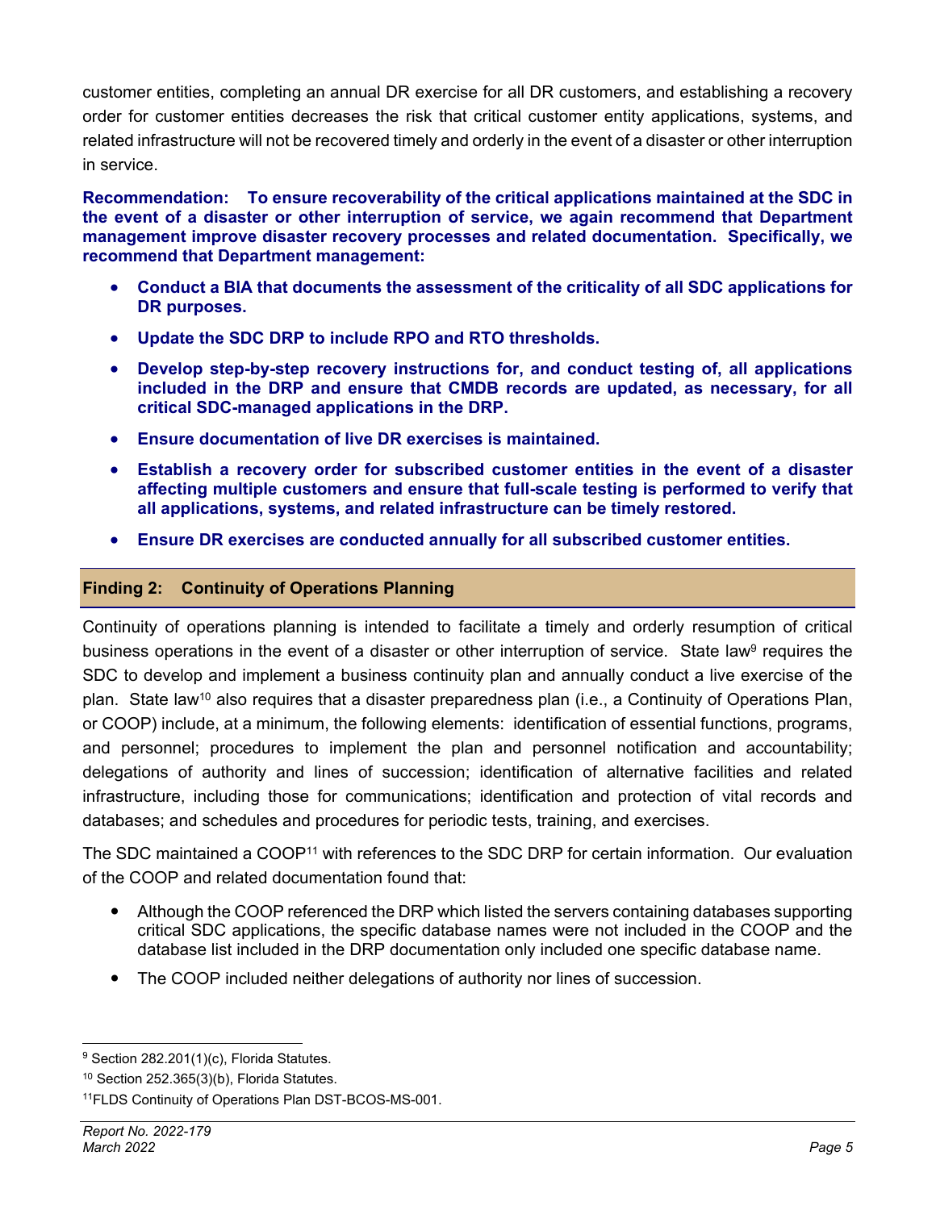customer entities, completing an annual DR exercise for all DR customers, and establishing a recovery order for customer entities decreases the risk that critical customer entity applications, systems, and related infrastructure will not be recovered timely and orderly in the event of a disaster or other interruption in service.

**Recommendation: To ensure recoverability of the critical applications maintained at the SDC in the event of a disaster or other interruption of service, we again recommend that Department management improve disaster recovery processes and related documentation. Specifically, we recommend that Department management:**

- **Conduct a BIA that documents the assessment of the criticality of all SDC applications for DR purposes.**
- **Update the SDC DRP to include RPO and RTO thresholds.**
- **Develop step-by-step recovery instructions for, and conduct testing of, all applications included in the DRP and ensure that CMDB records are updated, as necessary, for all critical SDC-managed applications in the DRP.**
- **Ensure documentation of live DR exercises is maintained.**
- **Establish a recovery order for subscribed customer entities in the event of a disaster affecting multiple customers and ensure that full-scale testing is performed to verify that all applications, systems, and related infrastructure can be timely restored.**
- **Ensure DR exercises are conducted annually for all subscribed customer entities.**

## Finding 2: Continuity of Operations Planning

Continuity of operations planning is intended to facilitate a timely and orderly resumption of critical business operations in the event of a disaster or other interruption of service. State law[9] requires the SDC to develop and implement a business continuity plan and annually conduct a live exercise of the plan. State law[10] also requires that a disaster preparedness plan (i.e., a Continuity of Operations Plan, or COOP) include, at a minimum, the following elements: identification of essential functions, programs, and personnel; procedures to implement the plan and personnel notification and accountability; delegations of authority and lines of succession; identification of alternative facilities and related infrastructure, including those for communications; identification and protection of vital records and databases; and schedules and procedures for periodic tests, training, and exercises.

The SDC maintained a COOP[11] with references to the SDC DRP for certain information. Our evaluation of the COOP and related documentation found that:

- Although the COOP referenced the DRP which listed the servers containing databases supporting critical SDC applications, the specific database names were not included in the COOP and the database list included in the DRP documentation only included one specific database name.
- The COOP included neither delegations of authority nor lines of succession.

---

[9] Section 282.201(1)(c), Florida Statutes.

[10] Section 252.365(3)(b), Florida Statutes.

[11] FLDS Continuity of Operations Plan DST-BCOS-MS-001.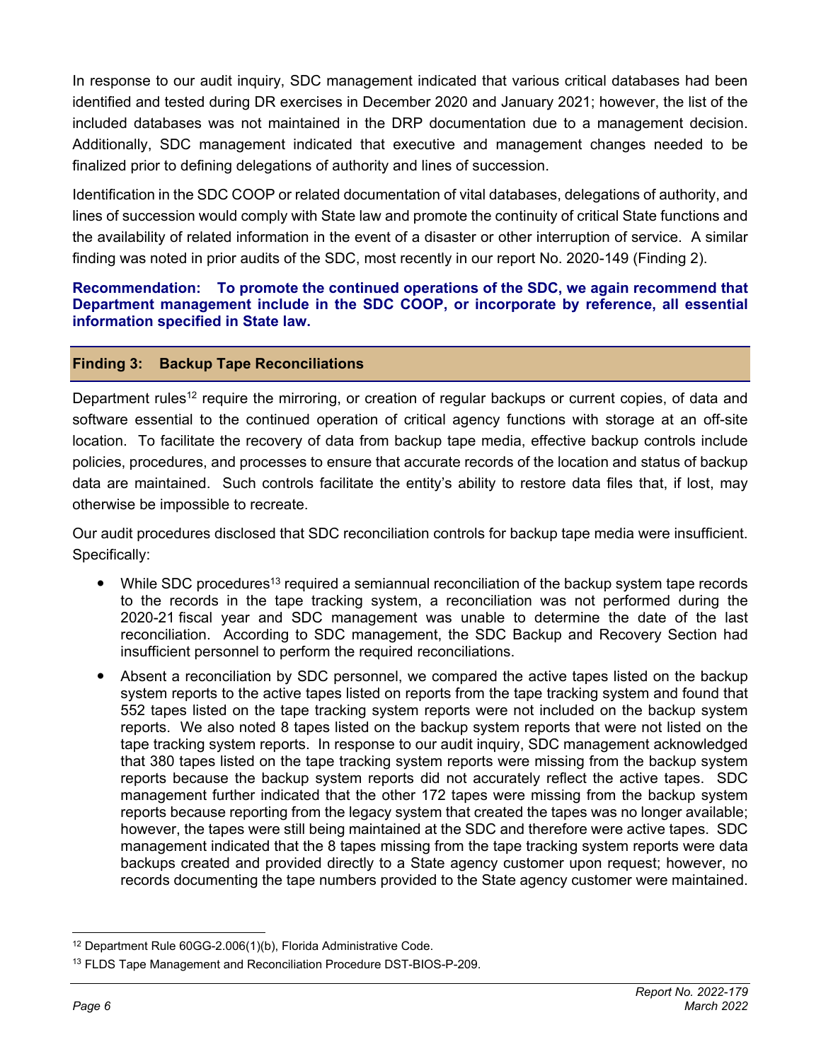In response to our audit inquiry, SDC management indicated that various critical databases had been identified and tested during DR exercises in December 2020 and January 2021; however, the list of the included databases was not maintained in the DRP documentation due to a management decision. Additionally, SDC management indicated that executive and management changes needed to be finalized prior to defining delegations of authority and lines of succession.

Identification in the SDC COOP or related documentation of vital databases, delegations of authority, and lines of succession would comply with State law and promote the continuity of critical State functions and the availability of related information in the event of a disaster or other interruption of service. A similar finding was noted in prior audits of the SDC, most recently in our report No. 2020-149 (Finding 2).

**Recommendation: To promote the continued operations of the SDC, we again recommend that Department management include in the SDC COOP, or incorporate by reference, all essential information specified in State law.**

## Finding 3: Backup Tape Reconciliations

Department rules[12] require the mirroring, or creation of regular backups or current copies, of data and software essential to the continued operation of critical agency functions with storage at an off-site location. To facilitate the recovery of data from backup tape media, effective backup controls include policies, procedures, and processes to ensure that accurate records of the location and status of backup data are maintained. Such controls facilitate the entity's ability to restore data files that, if lost, may otherwise be impossible to recreate.

Our audit procedures disclosed that SDC reconciliation controls for backup tape media were insufficient. Specifically:

- While SDC procedures[13] required a semiannual reconciliation of the backup system tape records to the records in the tape tracking system, a reconciliation was not performed during the 2020-21 fiscal year and SDC management was unable to determine the date of the last reconciliation. According to SDC management, the SDC Backup and Recovery Section had insufficient personnel to perform the required reconciliations.
- Absent a reconciliation by SDC personnel, we compared the active tapes listed on the backup system reports to the active tapes listed on reports from the tape tracking system and found that 552 tapes listed on the tape tracking system reports were not included on the backup system reports. We also noted 8 tapes listed on the backup system reports that were not listed on the tape tracking system reports. In response to our audit inquiry, SDC management acknowledged that 380 tapes listed on the tape tracking system reports were missing from the backup system reports because the backup system reports did not accurately reflect the active tapes. SDC management further indicated that the other 172 tapes were missing from the backup system reports because reporting from the legacy system that created the tapes was no longer available; however, the tapes were still being maintained at the SDC and therefore were active tapes. SDC management indicated that the 8 tapes missing from the tape tracking system reports were data backups created and provided directly to a State agency customer upon request; however, no records documenting the tape numbers provided to the State agency customer were maintained.

[12] Department Rule 60GG-2.006(1)(b), Florida Administrative Code.

[13] FLDS Tape Management and Reconciliation Procedure DST-BIOS-P-209.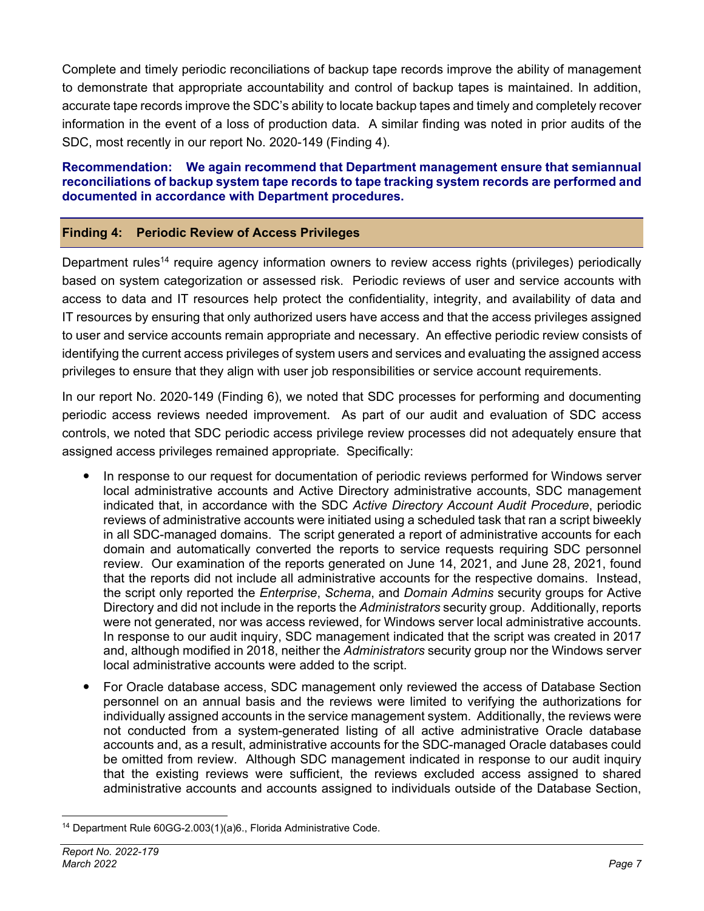Complete and timely periodic reconciliations of backup tape records improve the ability of management to demonstrate that appropriate accountability and control of backup tapes is maintained. In addition, accurate tape records improve the SDC's ability to locate backup tapes and timely and completely recover information in the event of a loss of production data. A similar finding was noted in prior audits of the SDC, most recently in our report No. 2020-149 (Finding 4).

**Recommendation: We again recommend that Department management ensure that semiannual reconciliations of backup system tape records to tape tracking system records are performed and documented in accordance with Department procedures.**

## Finding 4: Periodic Review of Access Privileges

Department rules[14] require agency information owners to review access rights (privileges) periodically based on system categorization or assessed risk. Periodic reviews of user and service accounts with access to data and IT resources help protect the confidentiality, integrity, and availability of data and IT resources by ensuring that only authorized users have access and that the access privileges assigned to user and service accounts remain appropriate and necessary. An effective periodic review consists of identifying the current access privileges of system users and services and evaluating the assigned access privileges to ensure that they align with user job responsibilities or service account requirements.

In our report No. 2020-149 (Finding 6), we noted that SDC processes for performing and documenting periodic access reviews needed improvement. As part of our audit and evaluation of SDC access controls, we noted that SDC periodic access privilege review processes did not adequately ensure that assigned access privileges remained appropriate. Specifically:

- In response to our request for documentation of periodic reviews performed for Windows server local administrative accounts and Active Directory administrative accounts, SDC management indicated that, in accordance with the SDC *Active Directory Account Audit Procedure*, periodic reviews of administrative accounts were initiated using a scheduled task that ran a script biweekly in all SDC-managed domains. The script generated a report of administrative accounts for each domain and automatically converted the reports to service requests requiring SDC personnel review. Our examination of the reports generated on June 14, 2021, and June 28, 2021, found that the reports did not include all administrative accounts for the respective domains. Instead, the script only reported the *Enterprise*, *Schema*, and *Domain Admins* security groups for Active Directory and did not include in the reports the *Administrators* security group. Additionally, reports were not generated, nor was access reviewed, for Windows server local administrative accounts. In response to our audit inquiry, SDC management indicated that the script was created in 2017 and, although modified in 2018, neither the *Administrators* security group nor the Windows server local administrative accounts were added to the script.
- For Oracle database access, SDC management only reviewed the access of Database Section personnel on an annual basis and the reviews were limited to verifying the authorizations for individually assigned accounts in the service management system. Additionally, the reviews were not conducted from a system-generated listing of all active administrative Oracle database accounts and, as a result, administrative accounts for the SDC-managed Oracle databases could be omitted from review. Although SDC management indicated in response to our audit inquiry that the existing reviews were sufficient, the reviews excluded access assigned to shared administrative accounts and accounts assigned to individuals outside of the Database Section,

[14] Department Rule 60GG-2.003(1)(a)6., Florida Administrative Code.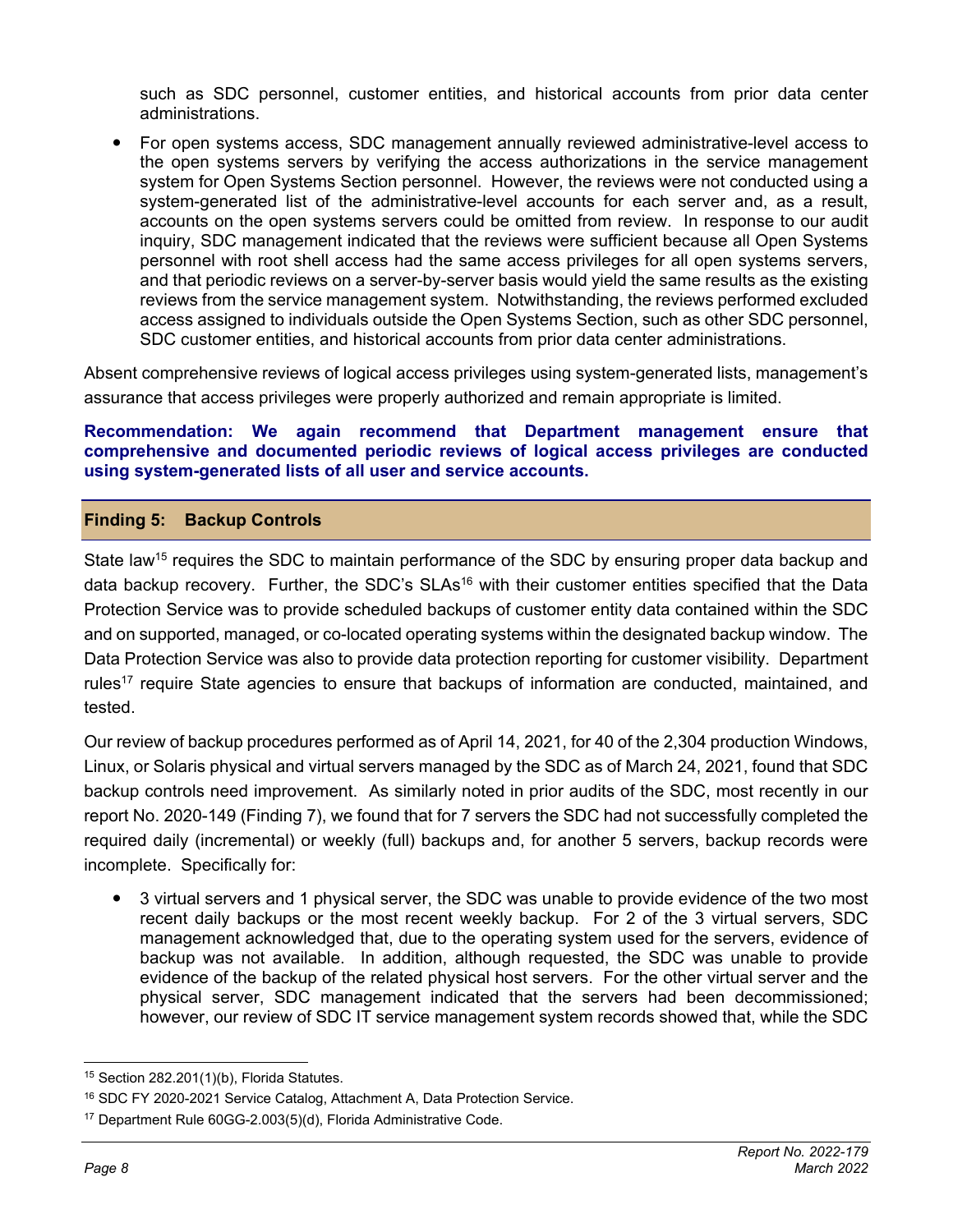such as SDC personnel, customer entities, and historical accounts from prior data center administrations.

- For open systems access, SDC management annually reviewed administrative-level access to the open systems servers by verifying the access authorizations in the service management system for Open Systems Section personnel. However, the reviews were not conducted using a system-generated list of the administrative-level accounts for each server and, as a result, accounts on the open systems servers could be omitted from review. In response to our audit inquiry, SDC management indicated that the reviews were sufficient because all Open Systems personnel with root shell access had the same access privileges for all open systems servers, and that periodic reviews on a server-by-server basis would yield the same results as the existing reviews from the service management system. Notwithstanding, the reviews performed excluded access assigned to individuals outside the Open Systems Section, such as other SDC personnel, SDC customer entities, and historical accounts from prior data center administrations.

Absent comprehensive reviews of logical access privileges using system-generated lists, management's assurance that access privileges were properly authorized and remain appropriate is limited.

**Recommendation: We again recommend that Department management ensure that comprehensive and documented periodic reviews of logical access privileges are conducted using system-generated lists of all user and service accounts.**

## Finding 5: Backup Controls

State law[15] requires the SDC to maintain performance of the SDC by ensuring proper data backup and data backup recovery. Further, the SDC's SLAs[16] with their customer entities specified that the Data Protection Service was to provide scheduled backups of customer entity data contained within the SDC and on supported, managed, or co-located operating systems within the designated backup window. The Data Protection Service was also to provide data protection reporting for customer visibility. Department rules[17] require State agencies to ensure that backups of information are conducted, maintained, and tested.

Our review of backup procedures performed as of April 14, 2021, for 40 of the 2,304 production Windows, Linux, or Solaris physical and virtual servers managed by the SDC as of March 24, 2021, found that SDC backup controls need improvement. As similarly noted in prior audits of the SDC, most recently in our report No. 2020-149 (Finding 7), we found that for 7 servers the SDC had not successfully completed the required daily (incremental) or weekly (full) backups and, for another 5 servers, backup records were incomplete. Specifically for:

- 3 virtual servers and 1 physical server, the SDC was unable to provide evidence of the two most recent daily backups or the most recent weekly backup. For 2 of the 3 virtual servers, SDC management acknowledged that, due to the operating system used for the servers, evidence of backup was not available. In addition, although requested, the SDC was unable to provide evidence of the backup of the related physical host servers. For the other virtual server and the physical server, SDC management indicated that the servers had been decommissioned; however, our review of SDC IT service management system records showed that, while the SDC

[15] Section 282.201(1)(b), Florida Statutes.

[16] SDC FY 2020-2021 Service Catalog, Attachment A, Data Protection Service.

[17] Department Rule 60GG-2.003(5)(d), Florida Administrative Code.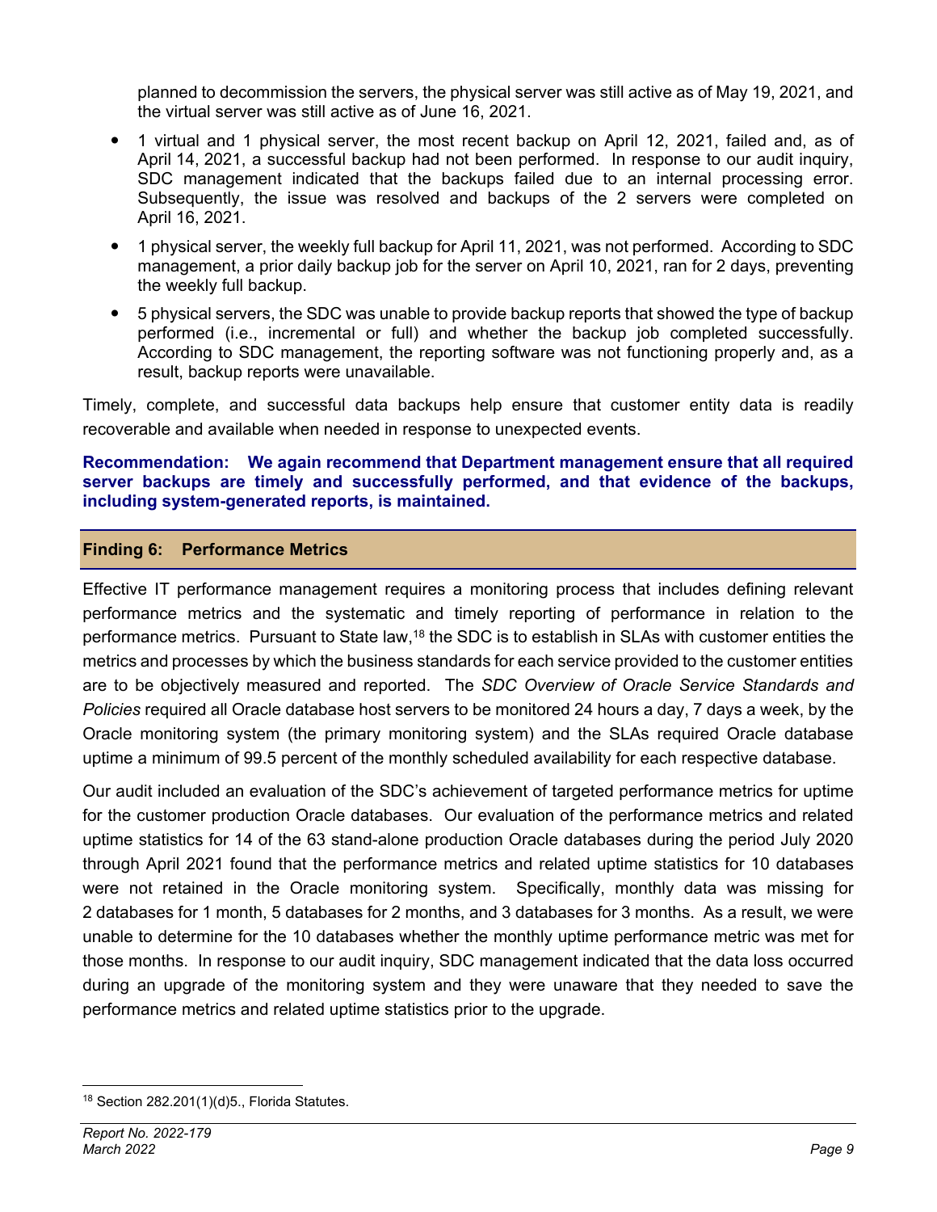planned to decommission the servers, the physical server was still active as of May 19, 2021, and the virtual server was still active as of June 16, 2021.

- 1 virtual and 1 physical server, the most recent backup on April 12, 2021, failed and, as of April 14, 2021, a successful backup had not been performed. In response to our audit inquiry, SDC management indicated that the backups failed due to an internal processing error. Subsequently, the issue was resolved and backups of the 2 servers were completed on April 16, 2021.
- 1 physical server, the weekly full backup for April 11, 2021, was not performed. According to SDC management, a prior daily backup job for the server on April 10, 2021, ran for 2 days, preventing the weekly full backup.
- 5 physical servers, the SDC was unable to provide backup reports that showed the type of backup performed (i.e., incremental or full) and whether the backup job completed successfully. According to SDC management, the reporting software was not functioning properly and, as a result, backup reports were unavailable.

Timely, complete, and successful data backups help ensure that customer entity data is readily recoverable and available when needed in response to unexpected events.

**Recommendation: We again recommend that Department management ensure that all required server backups are timely and successfully performed, and that evidence of the backups, including system-generated reports, is maintained.**

## Finding 6: Performance Metrics

Effective IT performance management requires a monitoring process that includes defining relevant performance metrics and the systematic and timely reporting of performance in relation to the performance metrics. Pursuant to State law,[18] the SDC is to establish in SLAs with customer entities the metrics and processes by which the business standards for each service provided to the customer entities are to be objectively measured and reported. The *SDC Overview of Oracle Service Standards and Policies* required all Oracle database host servers to be monitored 24 hours a day, 7 days a week, by the Oracle monitoring system (the primary monitoring system) and the SLAs required Oracle database uptime a minimum of 99.5 percent of the monthly scheduled availability for each respective database.

Our audit included an evaluation of the SDC's achievement of targeted performance metrics for uptime for the customer production Oracle databases. Our evaluation of the performance metrics and related uptime statistics for 14 of the 63 stand-alone production Oracle databases during the period July 2020 through April 2021 found that the performance metrics and related uptime statistics for 10 databases were not retained in the Oracle monitoring system. Specifically, monthly data was missing for 2 databases for 1 month, 5 databases for 2 months, and 3 databases for 3 months. As a result, we were unable to determine for the 10 databases whether the monthly uptime performance metric was met for those months. In response to our audit inquiry, SDC management indicated that the data loss occurred during an upgrade of the monitoring system and they were unaware that they needed to save the performance metrics and related uptime statistics prior to the upgrade.

[18] Section 282.201(1)(d)5., Florida Statutes.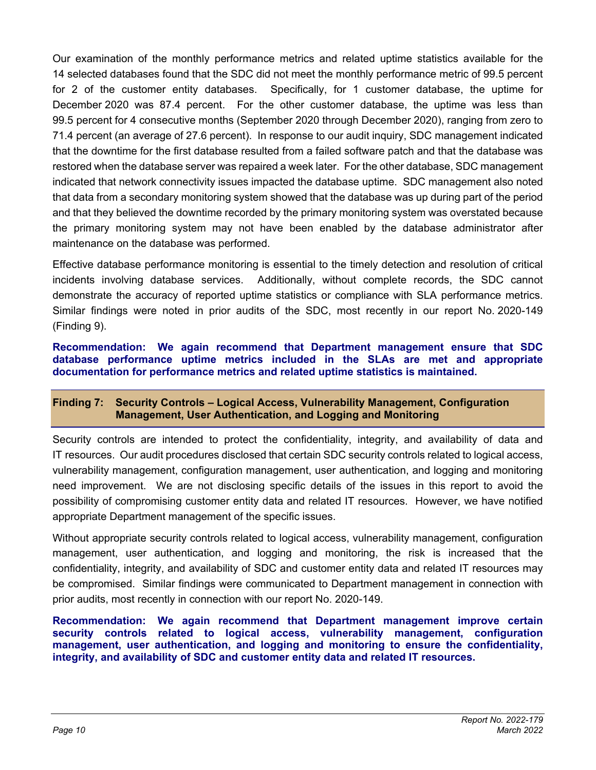Our examination of the monthly performance metrics and related uptime statistics available for the 14 selected databases found that the SDC did not meet the monthly performance metric of 99.5 percent for 2 of the customer entity databases. Specifically, for 1 customer database, the uptime for December 2020 was 87.4 percent. For the other customer database, the uptime was less than 99.5 percent for 4 consecutive months (September 2020 through December 2020), ranging from zero to 71.4 percent (an average of 27.6 percent). In response to our audit inquiry, SDC management indicated that the downtime for the first database resulted from a failed software patch and that the database was restored when the database server was repaired a week later. For the other database, SDC management indicated that network connectivity issues impacted the database uptime. SDC management also noted that data from a secondary monitoring system showed that the database was up during part of the period and that they believed the downtime recorded by the primary monitoring system was overstated because the primary monitoring system may not have been enabled by the database administrator after maintenance on the database was performed.

Effective database performance monitoring is essential to the timely detection and resolution of critical incidents involving database services. Additionally, without complete records, the SDC cannot demonstrate the accuracy of reported uptime statistics or compliance with SLA performance metrics. Similar findings were noted in prior audits of the SDC, most recently in our report No. 2020-149 (Finding 9).

**Recommendation: We again recommend that Department management ensure that SDC database performance uptime metrics included in the SLAs are met and appropriate documentation for performance metrics and related uptime statistics is maintained.**

## Finding 7: Security Controls – Logical Access, Vulnerability Management, Configuration Management, User Authentication, and Logging and Monitoring

Security controls are intended to protect the confidentiality, integrity, and availability of data and IT resources. Our audit procedures disclosed that certain SDC security controls related to logical access, vulnerability management, configuration management, user authentication, and logging and monitoring need improvement. We are not disclosing specific details of the issues in this report to avoid the possibility of compromising customer entity data and related IT resources. However, we have notified appropriate Department management of the specific issues.

Without appropriate security controls related to logical access, vulnerability management, configuration management, user authentication, and logging and monitoring, the risk is increased that the confidentiality, integrity, and availability of SDC and customer entity data and related IT resources may be compromised. Similar findings were communicated to Department management in connection with prior audits, most recently in connection with our report No. 2020-149.

**Recommendation: We again recommend that Department management improve certain security controls related to logical access, vulnerability management, configuration management, user authentication, and logging and monitoring to ensure the confidentiality, integrity, and availability of SDC and customer entity data and related IT resources.**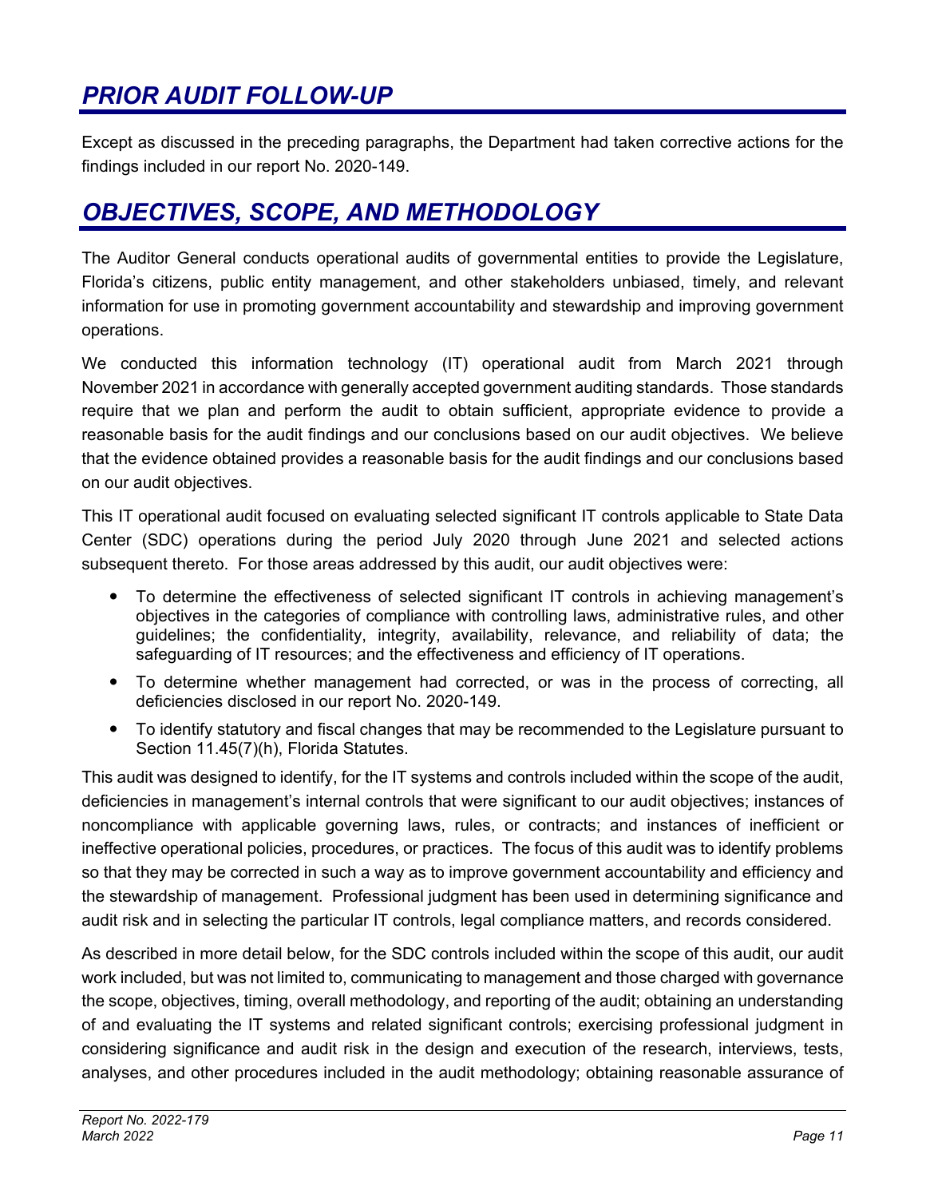## *PRIOR AUDIT FOLLOW-UP*

Except as discussed in the preceding paragraphs, the Department had taken corrective actions for the findings included in our report No. 2020-149.

## *OBJECTIVES, SCOPE, AND METHODOLOGY*

The Auditor General conducts operational audits of governmental entities to provide the Legislature, Florida's citizens, public entity management, and other stakeholders unbiased, timely, and relevant information for use in promoting government accountability and stewardship and improving government operations.

We conducted this information technology (IT) operational audit from March 2021 through November 2021 in accordance with generally accepted government auditing standards. Those standards require that we plan and perform the audit to obtain sufficient, appropriate evidence to provide a reasonable basis for the audit findings and our conclusions based on our audit objectives. We believe that the evidence obtained provides a reasonable basis for the audit findings and our conclusions based on our audit objectives.

This IT operational audit focused on evaluating selected significant IT controls applicable to State Data Center (SDC) operations during the period July 2020 through June 2021 and selected actions subsequent thereto. For those areas addressed by this audit, our audit objectives were:

- To determine the effectiveness of selected significant IT controls in achieving management's objectives in the categories of compliance with controlling laws, administrative rules, and other guidelines; the confidentiality, integrity, availability, relevance, and reliability of data; the safeguarding of IT resources; and the effectiveness and efficiency of IT operations.
- To determine whether management had corrected, or was in the process of correcting, all deficiencies disclosed in our report No. 2020-149.
- To identify statutory and fiscal changes that may be recommended to the Legislature pursuant to Section 11.45(7)(h), Florida Statutes.

This audit was designed to identify, for the IT systems and controls included within the scope of the audit, deficiencies in management's internal controls that were significant to our audit objectives; instances of noncompliance with applicable governing laws, rules, or contracts; and instances of inefficient or ineffective operational policies, procedures, or practices. The focus of this audit was to identify problems so that they may be corrected in such a way as to improve government accountability and efficiency and the stewardship of management. Professional judgment has been used in determining significance and audit risk and in selecting the particular IT controls, legal compliance matters, and records considered.

As described in more detail below, for the SDC controls included within the scope of this audit, our audit work included, but was not limited to, communicating to management and those charged with governance the scope, objectives, timing, overall methodology, and reporting of the audit; obtaining an understanding of and evaluating the IT systems and related significant controls; exercising professional judgment in considering significance and audit risk in the design and execution of the research, interviews, tests, analyses, and other procedures included in the audit methodology; obtaining reasonable assurance of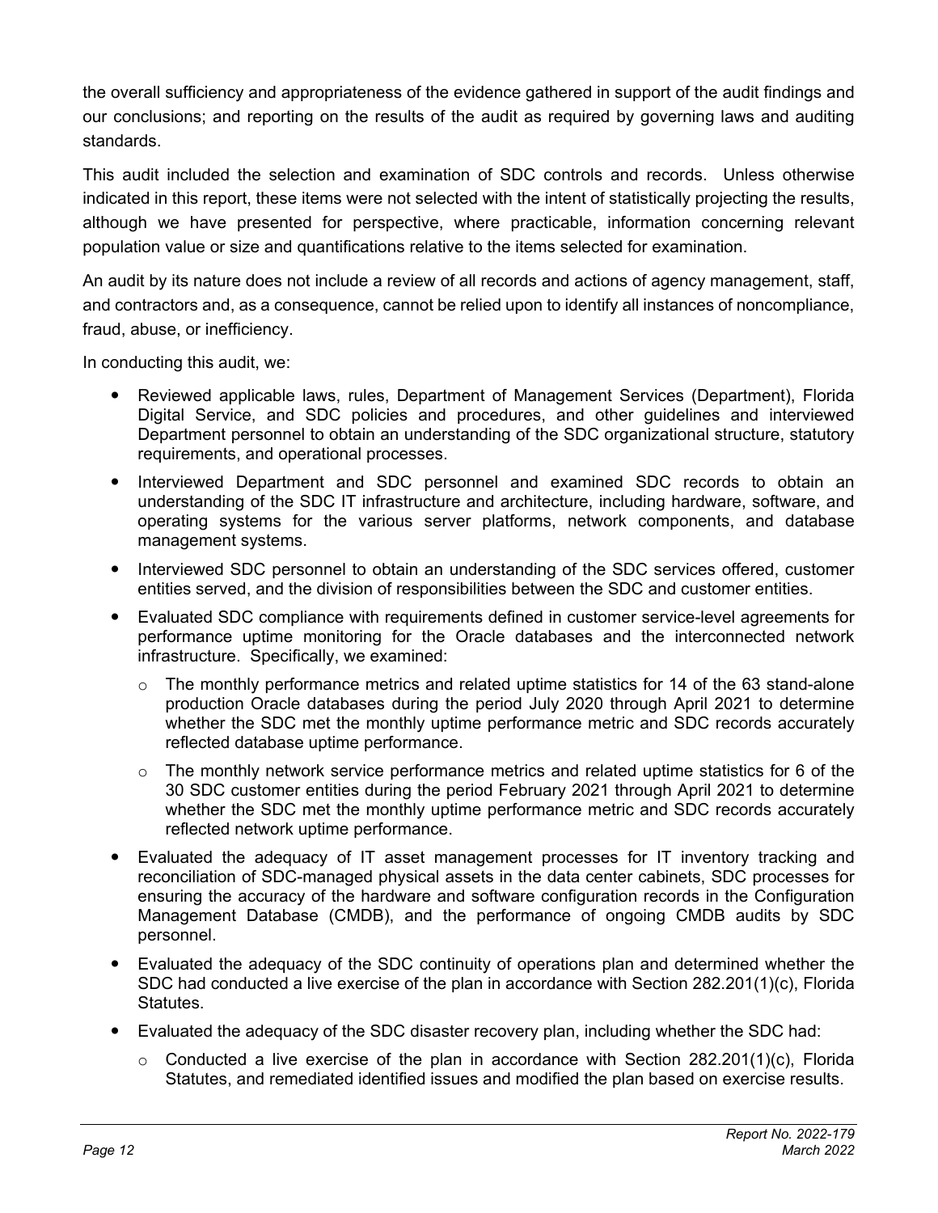the overall sufficiency and appropriateness of the evidence gathered in support of the audit findings and our conclusions; and reporting on the results of the audit as required by governing laws and auditing standards.

This audit included the selection and examination of SDC controls and records. Unless otherwise indicated in this report, these items were not selected with the intent of statistically projecting the results, although we have presented for perspective, where practicable, information concerning relevant population value or size and quantifications relative to the items selected for examination.

An audit by its nature does not include a review of all records and actions of agency management, staff, and contractors and, as a consequence, cannot be relied upon to identify all instances of noncompliance, fraud, abuse, or inefficiency.

In conducting this audit, we:

- Reviewed applicable laws, rules, Department of Management Services (Department), Florida Digital Service, and SDC policies and procedures, and other guidelines and interviewed Department personnel to obtain an understanding of the SDC organizational structure, statutory requirements, and operational processes.
- Interviewed Department and SDC personnel and examined SDC records to obtain an understanding of the SDC IT infrastructure and architecture, including hardware, software, and operating systems for the various server platforms, network components, and database management systems.
- Interviewed SDC personnel to obtain an understanding of the SDC services offered, customer entities served, and the division of responsibilities between the SDC and customer entities.
- Evaluated SDC compliance with requirements defined in customer service-level agreements for performance uptime monitoring for the Oracle databases and the interconnected network infrastructure. Specifically, we examined:
  - The monthly performance metrics and related uptime statistics for 14 of the 63 stand-alone production Oracle databases during the period July 2020 through April 2021 to determine whether the SDC met the monthly uptime performance metric and SDC records accurately reflected database uptime performance.
  - The monthly network service performance metrics and related uptime statistics for 6 of the 30 SDC customer entities during the period February 2021 through April 2021 to determine whether the SDC met the monthly uptime performance metric and SDC records accurately reflected network uptime performance.
- Evaluated the adequacy of IT asset management processes for IT inventory tracking and reconciliation of SDC-managed physical assets in the data center cabinets, SDC processes for ensuring the accuracy of the hardware and software configuration records in the Configuration Management Database (CMDB), and the performance of ongoing CMDB audits by SDC personnel.
- Evaluated the adequacy of the SDC continuity of operations plan and determined whether the SDC had conducted a live exercise of the plan in accordance with Section 282.201(1)(c), Florida Statutes.
- Evaluated the adequacy of the SDC disaster recovery plan, including whether the SDC had:
  - Conducted a live exercise of the plan in accordance with Section 282.201(1)(c), Florida Statutes, and remediated identified issues and modified the plan based on exercise results.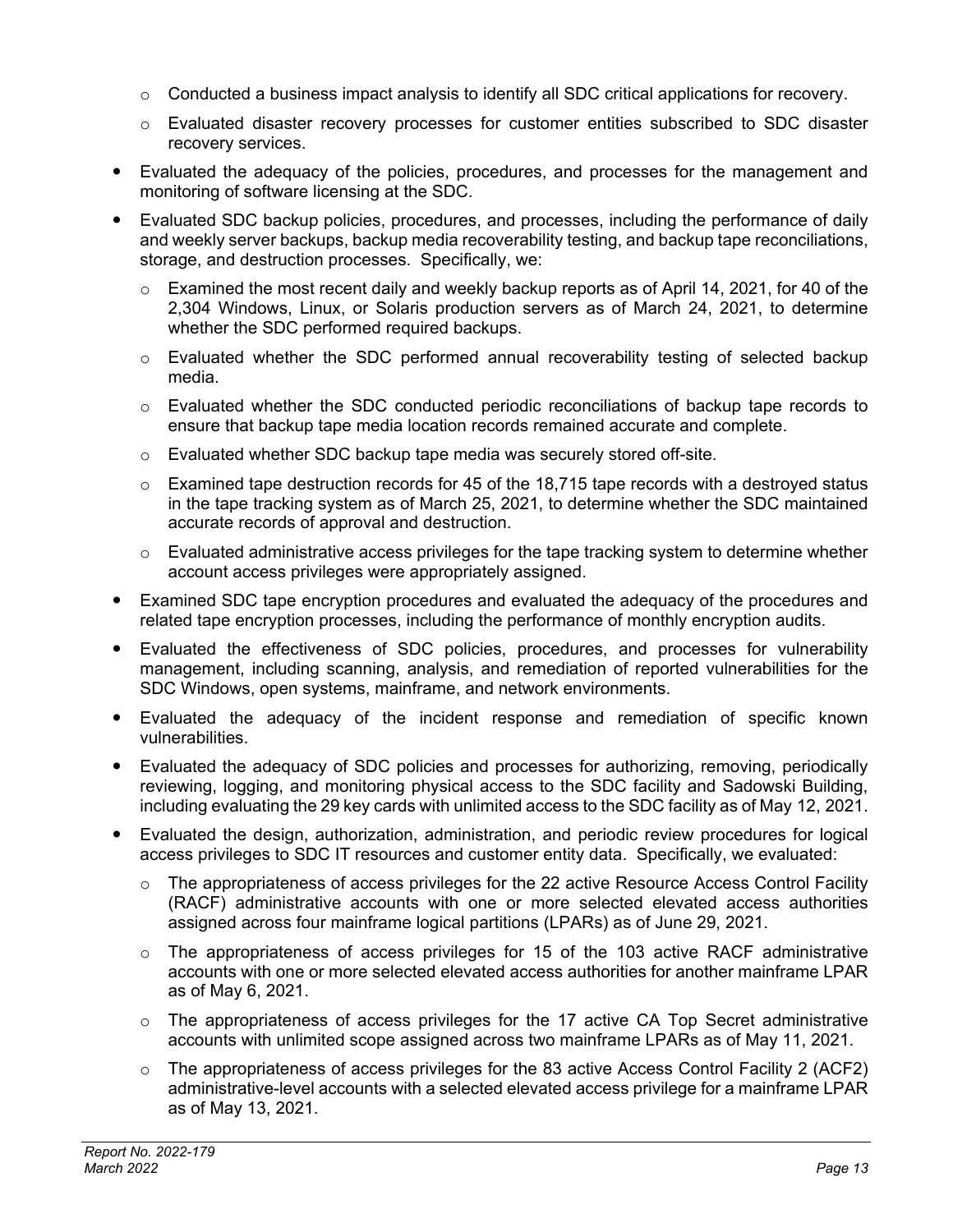- Conducted a business impact analysis to identify all SDC critical applications for recovery.
  - Evaluated disaster recovery processes for customer entities subscribed to SDC disaster recovery services.
- Evaluated the adequacy of the policies, procedures, and processes for the management and monitoring of software licensing at the SDC.
- Evaluated SDC backup policies, procedures, and processes, including the performance of daily and weekly server backups, backup media recoverability testing, and backup tape reconciliations, storage, and destruction processes. Specifically, we:
  - Examined the most recent daily and weekly backup reports as of April 14, 2021, for 40 of the 2,304 Windows, Linux, or Solaris production servers as of March 24, 2021, to determine whether the SDC performed required backups.
  - Evaluated whether the SDC performed annual recoverability testing of selected backup media.
  - Evaluated whether the SDC conducted periodic reconciliations of backup tape records to ensure that backup tape media location records remained accurate and complete.
  - Evaluated whether SDC backup tape media was securely stored off-site.
  - Examined tape destruction records for 45 of the 18,715 tape records with a destroyed status in the tape tracking system as of March 25, 2021, to determine whether the SDC maintained accurate records of approval and destruction.
  - Evaluated administrative access privileges for the tape tracking system to determine whether account access privileges were appropriately assigned.
- Examined SDC tape encryption procedures and evaluated the adequacy of the procedures and related tape encryption processes, including the performance of monthly encryption audits.
- Evaluated the effectiveness of SDC policies, procedures, and processes for vulnerability management, including scanning, analysis, and remediation of reported vulnerabilities for the SDC Windows, open systems, mainframe, and network environments.
- Evaluated the adequacy of the incident response and remediation of specific known vulnerabilities.
- Evaluated the adequacy of SDC policies and processes for authorizing, removing, periodically reviewing, logging, and monitoring physical access to the SDC facility and Sadowski Building, including evaluating the 29 key cards with unlimited access to the SDC facility as of May 12, 2021.
- Evaluated the design, authorization, administration, and periodic review procedures for logical access privileges to SDC IT resources and customer entity data. Specifically, we evaluated:
  - The appropriateness of access privileges for the 22 active Resource Access Control Facility (RACF) administrative accounts with one or more selected elevated access authorities assigned across four mainframe logical partitions (LPARs) as of June 29, 2021.
  - The appropriateness of access privileges for 15 of the 103 active RACF administrative accounts with one or more selected elevated access authorities for another mainframe LPAR as of May 6, 2021.
  - The appropriateness of access privileges for the 17 active CA Top Secret administrative accounts with unlimited scope assigned across two mainframe LPARs as of May 11, 2021.
  - The appropriateness of access privileges for the 83 active Access Control Facility 2 (ACF2) administrative-level accounts with a selected elevated access privilege for a mainframe LPAR as of May 13, 2021.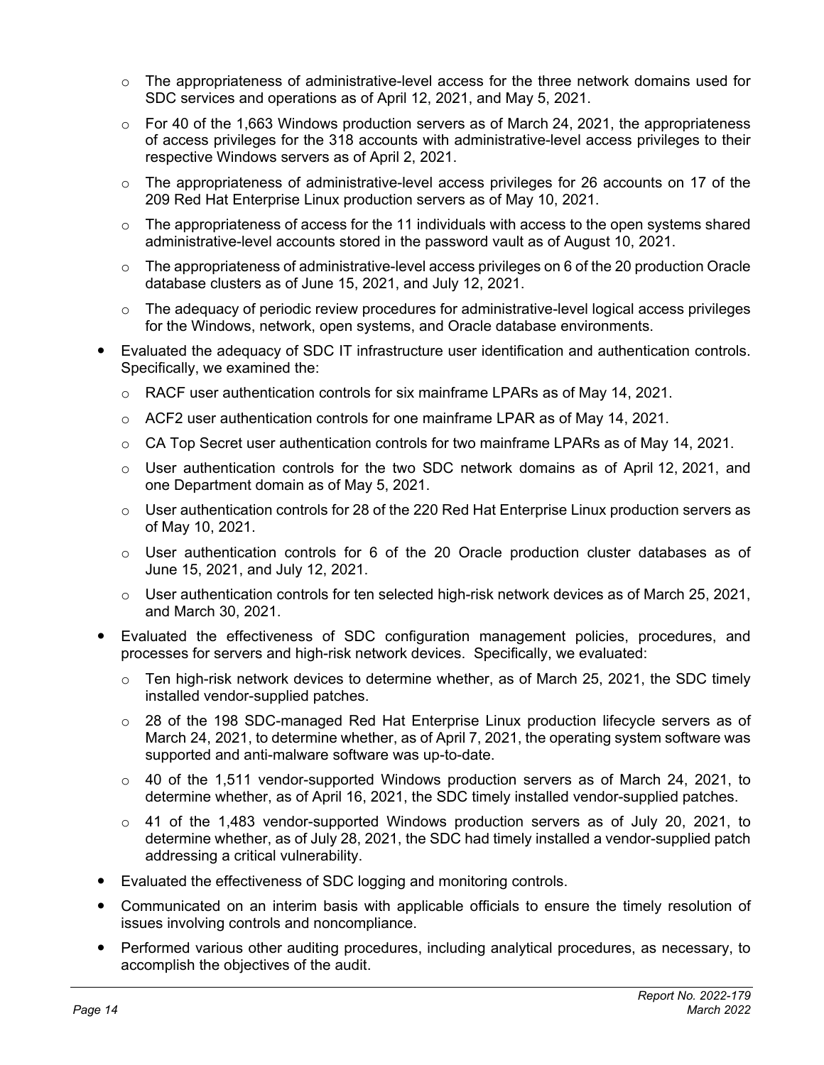- The appropriateness of administrative-level access for the three network domains used for SDC services and operations as of April 12, 2021, and May 5, 2021.
  - For 40 of the 1,663 Windows production servers as of March 24, 2021, the appropriateness of access privileges for the 318 accounts with administrative-level access privileges to their respective Windows servers as of April 2, 2021.
  - The appropriateness of administrative-level access privileges for 26 accounts on 17 of the 209 Red Hat Enterprise Linux production servers as of May 10, 2021.
  - The appropriateness of access for the 11 individuals with access to the open systems shared administrative-level accounts stored in the password vault as of August 10, 2021.
  - The appropriateness of administrative-level access privileges on 6 of the 20 production Oracle database clusters as of June 15, 2021, and July 12, 2021.
  - The adequacy of periodic review procedures for administrative-level logical access privileges for the Windows, network, open systems, and Oracle database environments.
- Evaluated the adequacy of SDC IT infrastructure user identification and authentication controls. Specifically, we examined the:
  - RACF user authentication controls for six mainframe LPARs as of May 14, 2021.
  - ACF2 user authentication controls for one mainframe LPAR as of May 14, 2021.
  - CA Top Secret user authentication controls for two mainframe LPARs as of May 14, 2021.
  - User authentication controls for the two SDC network domains as of April 12, 2021, and one Department domain as of May 5, 2021.
  - User authentication controls for 28 of the 220 Red Hat Enterprise Linux production servers as of May 10, 2021.
  - User authentication controls for 6 of the 20 Oracle production cluster databases as of June 15, 2021, and July 12, 2021.
  - User authentication controls for ten selected high-risk network devices as of March 25, 2021, and March 30, 2021.
- Evaluated the effectiveness of SDC configuration management policies, procedures, and processes for servers and high-risk network devices. Specifically, we evaluated:
  - Ten high-risk network devices to determine whether, as of March 25, 2021, the SDC timely installed vendor-supplied patches.
  - 28 of the 198 SDC-managed Red Hat Enterprise Linux production lifecycle servers as of March 24, 2021, to determine whether, as of April 7, 2021, the operating system software was supported and anti-malware software was up-to-date.
  - 40 of the 1,511 vendor-supported Windows production servers as of March 24, 2021, to determine whether, as of April 16, 2021, the SDC timely installed vendor-supplied patches.
  - 41 of the 1,483 vendor-supported Windows production servers as of July 20, 2021, to determine whether, as of July 28, 2021, the SDC had timely installed a vendor-supplied patch addressing a critical vulnerability.
- Evaluated the effectiveness of SDC logging and monitoring controls.
- Communicated on an interim basis with applicable officials to ensure the timely resolution of issues involving controls and noncompliance.
- Performed various other auditing procedures, including analytical procedures, as necessary, to accomplish the objectives of the audit.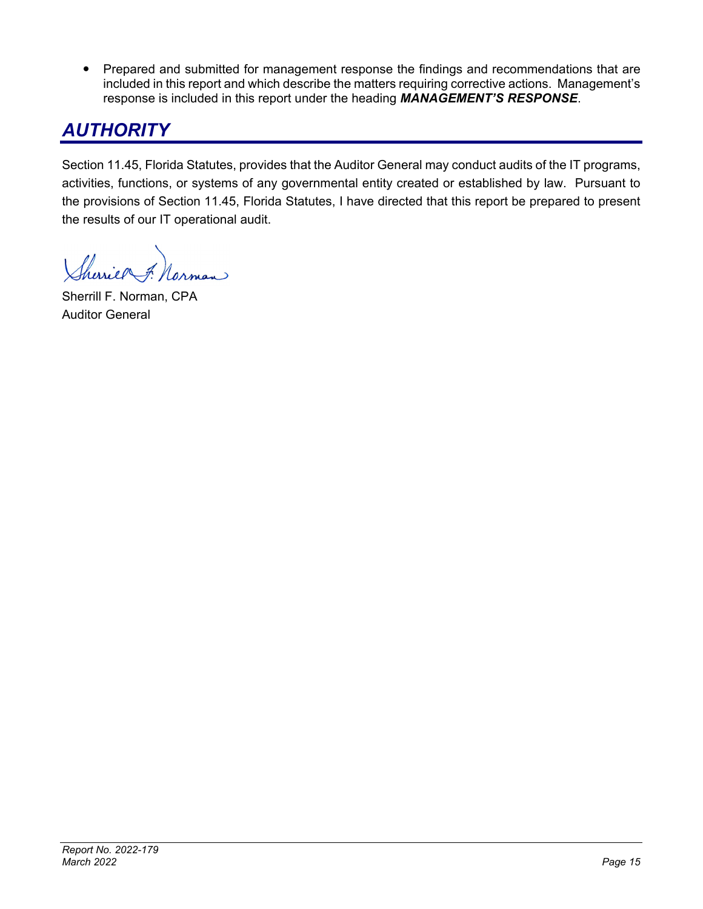- Prepared and submitted for management response the findings and recommendations that are included in this report and which describe the matters requiring corrective actions. Management's response is included in this report under the heading ***MANAGEMENT'S RESPONSE***.

## *AUTHORITY*

Section 11.45, Florida Statutes, provides that the Auditor General may conduct audits of the IT programs, activities, functions, or systems of any governmental entity created or established by law. Pursuant to the provisions of Section 11.45, Florida Statutes, I have directed that this report be prepared to present the results of our IT operational audit.

Sherrill F. Norman, CPA
Auditor General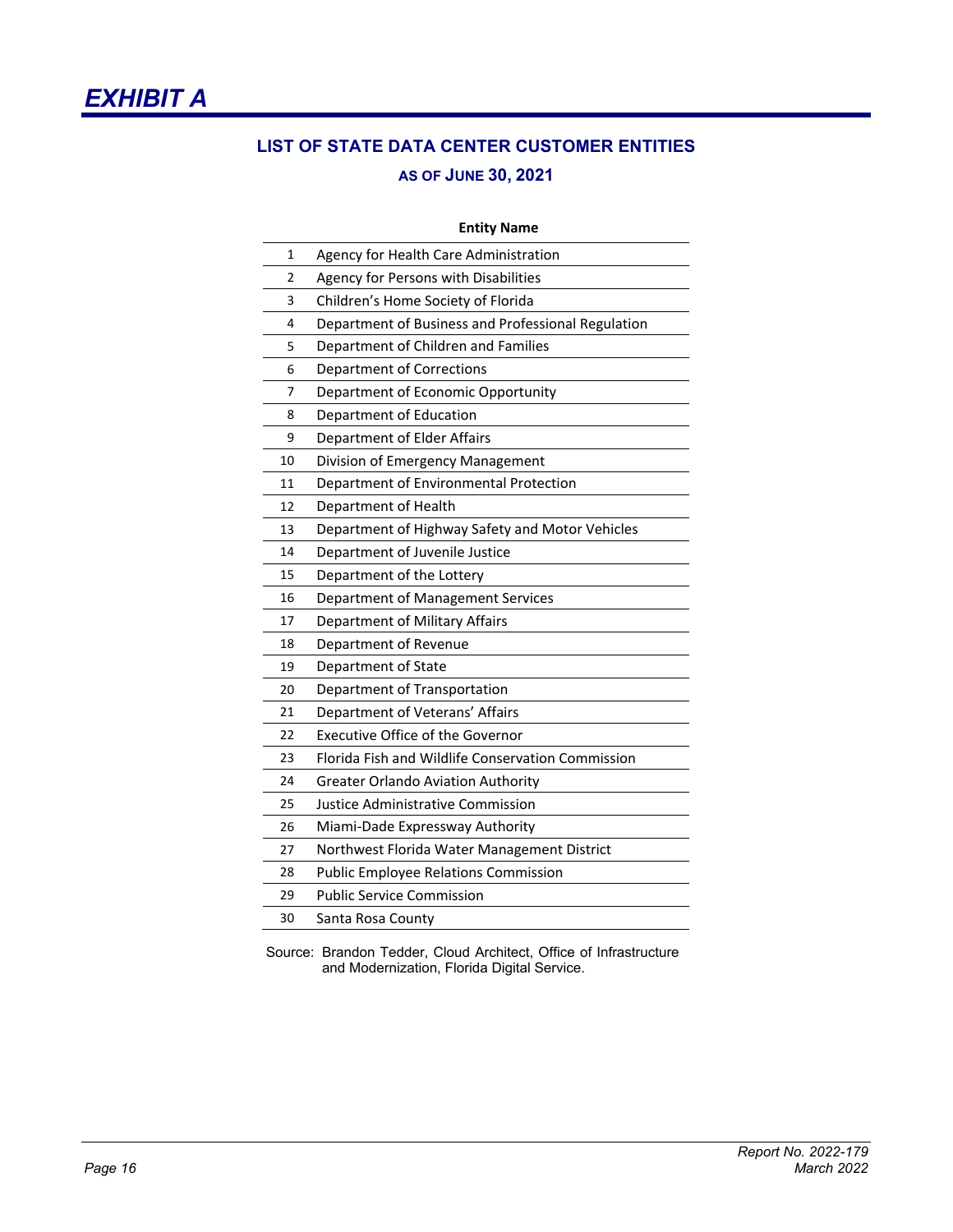# *EXHIBIT A*

## LIST OF STATE DATA CENTER CUSTOMER ENTITIES

### AS OF JUNE 30, 2021

| | Entity Name |
|---|---|
| 1 | Agency for Health Care Administration |
| 2 | Agency for Persons with Disabilities |
| 3 | Children's Home Society of Florida |
| 4 | Department of Business and Professional Regulation |
| 5 | Department of Children and Families |
| 6 | Department of Corrections |
| 7 | Department of Economic Opportunity |
| 8 | Department of Education |
| 9 | Department of Elder Affairs |
| 10 | Division of Emergency Management |
| 11 | Department of Environmental Protection |
| 12 | Department of Health |
| 13 | Department of Highway Safety and Motor Vehicles |
| 14 | Department of Juvenile Justice |
| 15 | Department of the Lottery |
| 16 | Department of Management Services |
| 17 | Department of Military Affairs |
| 18 | Department of Revenue |
| 19 | Department of State |
| 20 | Department of Transportation |
| 21 | Department of Veterans' Affairs |
| 22 | Executive Office of the Governor |
| 23 | Florida Fish and Wildlife Conservation Commission |
| 24 | Greater Orlando Aviation Authority |
| 25 | Justice Administrative Commission |
| 26 | Miami-Dade Expressway Authority |
| 27 | Northwest Florida Water Management District |
| 28 | Public Employee Relations Commission |
| 29 | Public Service Commission |
| 30 | Santa Rosa County |

Source: Brandon Tedder, Cloud Architect, Office of Infrastructure and Modernization, Florida Digital Service.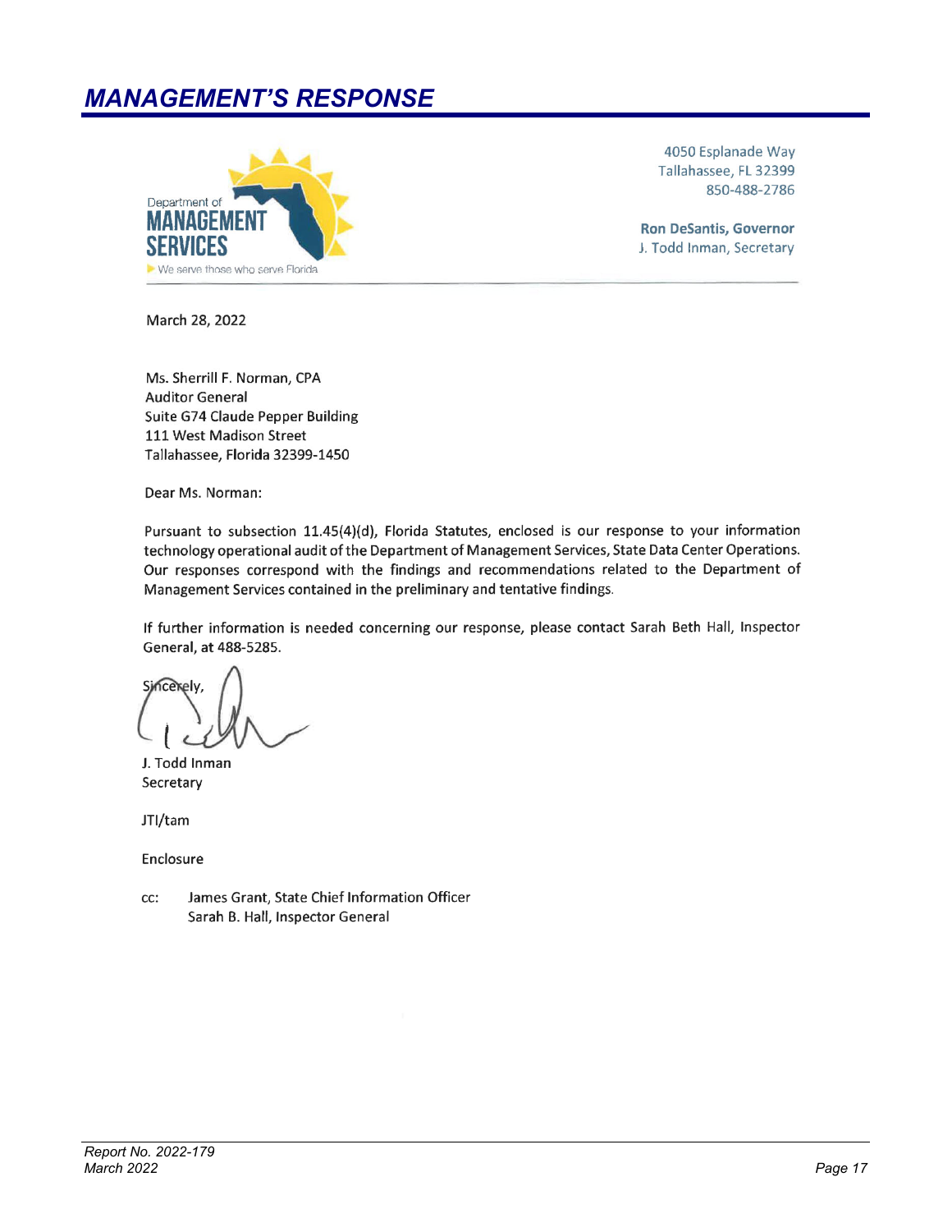# MANAGEMENT'S RESPONSE

Department of
**MANAGEMENT SERVICES**
We serve those who serve Florida

4050 Esplanade Way
Tallahassee, FL 32399
850-488-2786

**Ron DeSantis, Governor**
J. Todd Inman, Secretary

March 28, 2022

Ms. Sherrill F. Norman, CPA
Auditor General
Suite G74 Claude Pepper Building
111 West Madison Street
Tallahassee, Florida 32399-1450

Dear Ms. Norman:

Pursuant to subsection 11.45(4)(d), Florida Statutes, enclosed is our response to your information technology operational audit of the Department of Management Services, State Data Center Operations. Our responses correspond with the findings and recommendations related to the Department of Management Services contained in the preliminary and tentative findings.

If further information is needed concerning our response, please contact Sarah Beth Hall, Inspector General, at 488-5285.

Sincerely,

J. Todd Inman
Secretary

JTI/tam

Enclosure

cc: James Grant, State Chief Information Officer
Sarah B. Hall, Inspector General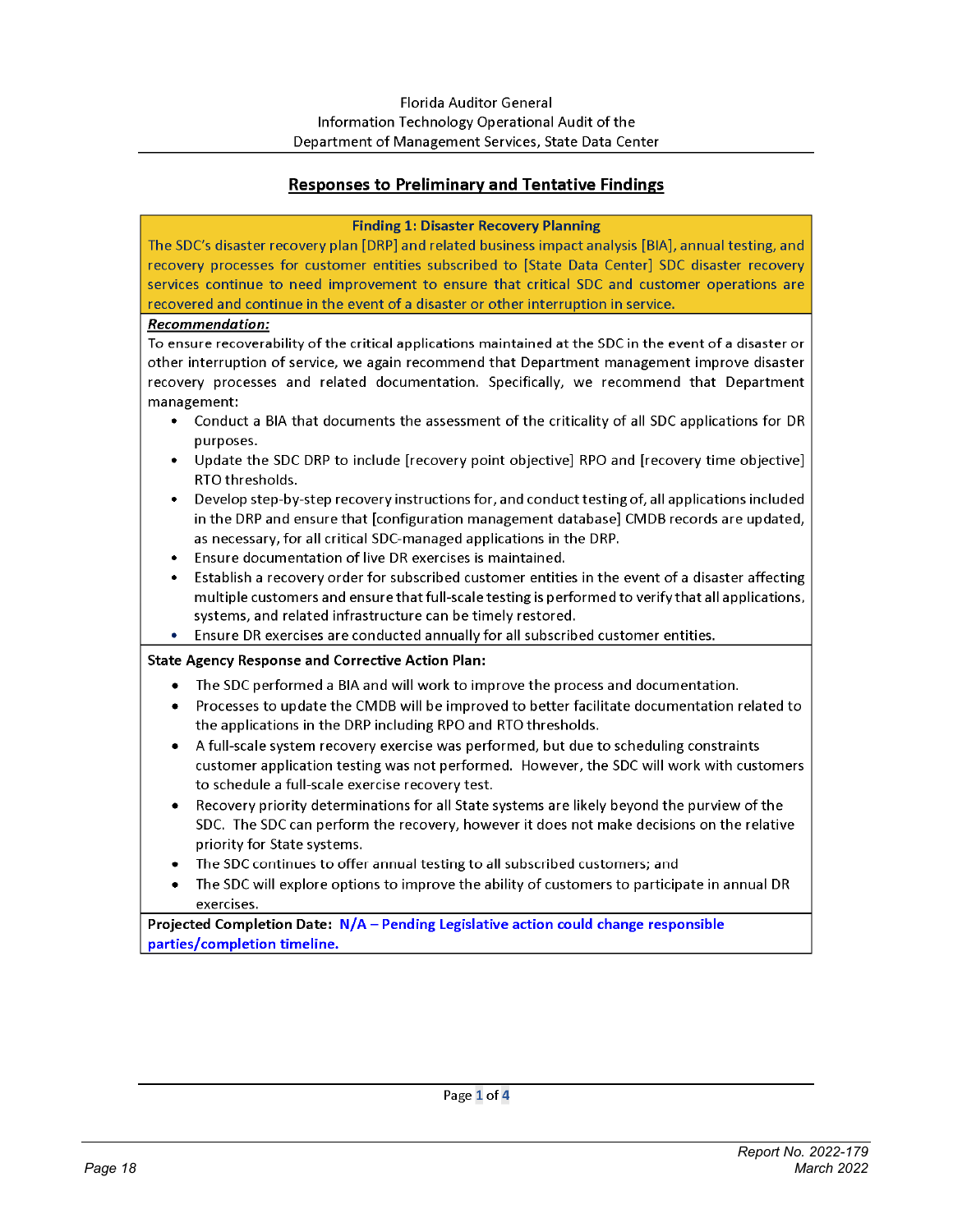## Responses to Preliminary and Tentative Findings

**Finding 1: Disaster Recovery Planning**

The SDC's disaster recovery plan [DRP] and related business impact analysis [BIA], annual testing, and recovery processes for customer entities subscribed to [State Data Center] SDC disaster recovery services continue to need improvement to ensure that critical SDC and customer operations are recovered and continue in the event of a disaster or other interruption in service.

***Recommendation:***

To ensure recoverability of the critical applications maintained at the SDC in the event of a disaster or other interruption of service, we again recommend that Department management improve disaster recovery processes and related documentation. Specifically, we recommend that Department management:

- Conduct a BIA that documents the assessment of the criticality of all SDC applications for DR purposes.
- Update the SDC DRP to include [recovery point objective] RPO and [recovery time objective] RTO thresholds.
- Develop step-by-step recovery instructions for, and conduct testing of, all applications included in the DRP and ensure that [configuration management database] CMDB records are updated, as necessary, for all critical SDC-managed applications in the DRP.
- Ensure documentation of live DR exercises is maintained.
- Establish a recovery order for subscribed customer entities in the event of a disaster affecting multiple customers and ensure that full-scale testing is performed to verify that all applications, systems, and related infrastructure can be timely restored.
- Ensure DR exercises are conducted annually for all subscribed customer entities.

**State Agency Response and Corrective Action Plan:**

- The SDC performed a BIA and will work to improve the process and documentation.
- Processes to update the CMDB will be improved to better facilitate documentation related to the applications in the DRP including RPO and RTO thresholds.
- A full-scale system recovery exercise was performed, but due to scheduling constraints customer application testing was not performed. However, the SDC will work with customers to schedule a full-scale exercise recovery test.
- Recovery priority determinations for all State systems are likely beyond the purview of the SDC. The SDC can perform the recovery, however it does not make decisions on the relative priority for State systems.
- The SDC continues to offer annual testing to all subscribed customers; and
- The SDC will explore options to improve the ability of customers to participate in annual DR exercises.

**Projected Completion Date:** **N/A – Pending Legislative action could change responsible parties/completion timeline.**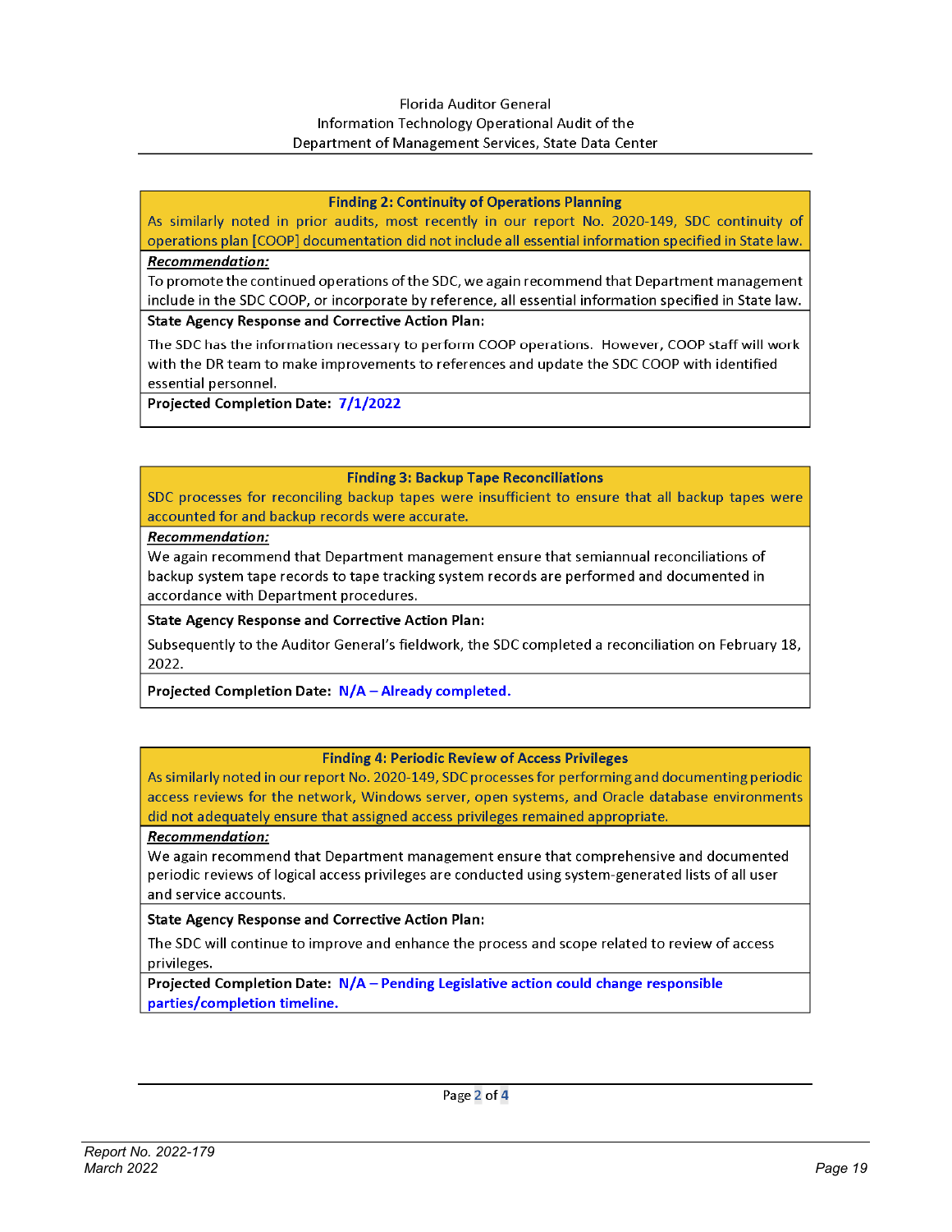**Finding 2: Continuity of Operations Planning**

As similarly noted in prior audits, most recently in our report No. 2020-149, SDC continuity of operations plan [COOP] documentation did not include all essential information specified in State law.

***Recommendation:***

To promote the continued operations of the SDC, we again recommend that Department management include in the SDC COOP, or incorporate by reference, all essential information specified in State law.

**State Agency Response and Corrective Action Plan:**

The SDC has the information necessary to perform COOP operations. However, COOP staff will work with the DR team to make improvements to references and update the SDC COOP with identified essential personnel.

**Projected Completion Date: 7/1/2022**

**Finding 3: Backup Tape Reconciliations**

SDC processes for reconciling backup tapes were insufficient to ensure that all backup tapes were accounted for and backup records were accurate.

***Recommendation:***

We again recommend that Department management ensure that semiannual reconciliations of backup system tape records to tape tracking system records are performed and documented in accordance with Department procedures.

**State Agency Response and Corrective Action Plan:**

Subsequently to the Auditor General's fieldwork, the SDC completed a reconciliation on February 18, 2022.

**Projected Completion Date: N/A – Already completed.**

**Finding 4: Periodic Review of Access Privileges**

As similarly noted in our report No. 2020-149, SDC processes for performing and documenting periodic access reviews for the network, Windows server, open systems, and Oracle database environments did not adequately ensure that assigned access privileges remained appropriate.

***Recommendation:***

We again recommend that Department management ensure that comprehensive and documented periodic reviews of logical access privileges are conducted using system-generated lists of all user and service accounts.

**State Agency Response and Corrective Action Plan:**

The SDC will continue to improve and enhance the process and scope related to review of access privileges.

**Projected Completion Date: N/A – Pending Legislative action could change responsible parties/completion timeline.**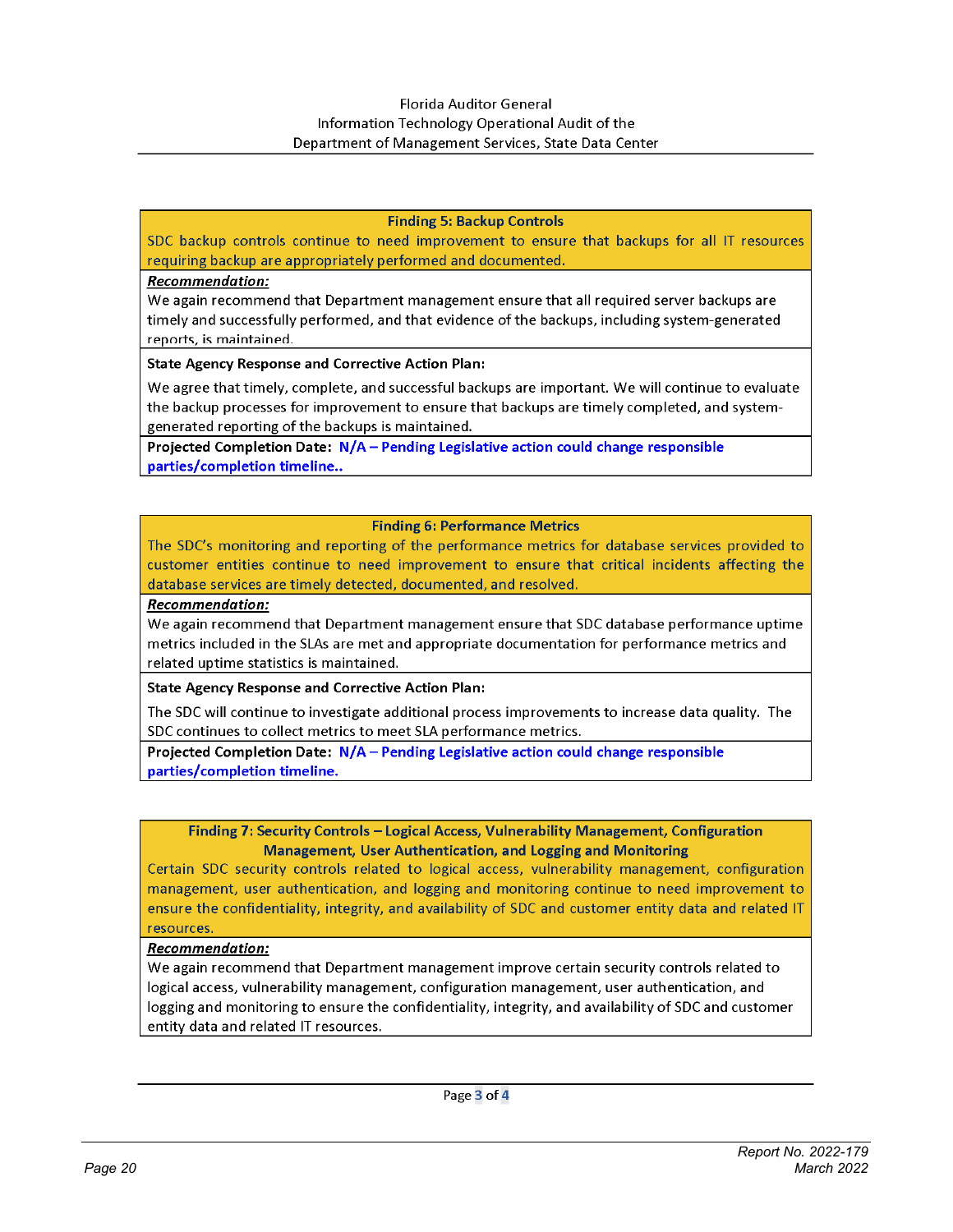**Finding 5: Backup Controls**

SDC backup controls continue to need improvement to ensure that backups for all IT resources requiring backup are appropriately performed and documented.

***Recommendation:***

We again recommend that Department management ensure that all required server backups are timely and successfully performed, and that evidence of the backups, including system-generated reports, is maintained.

**State Agency Response and Corrective Action Plan:**

We agree that timely, complete, and successful backups are important. We will continue to evaluate the backup processes for improvement to ensure that backups are timely completed, and system-generated reporting of the backups is maintained.

**Projected Completion Date: N/A – Pending Legislative action could change responsible parties/completion timeline..**

**Finding 6: Performance Metrics**

The SDC's monitoring and reporting of the performance metrics for database services provided to customer entities continue to need improvement to ensure that critical incidents affecting the database services are timely detected, documented, and resolved.

***Recommendation:***

We again recommend that Department management ensure that SDC database performance uptime metrics included in the SLAs are met and appropriate documentation for performance metrics and related uptime statistics is maintained.

**State Agency Response and Corrective Action Plan:**

The SDC will continue to investigate additional process improvements to increase data quality. The SDC continues to collect metrics to meet SLA performance metrics.

**Projected Completion Date: N/A – Pending Legislative action could change responsible parties/completion timeline.**

**Finding 7: Security Controls – Logical Access, Vulnerability Management, Configuration Management, User Authentication, and Logging and Monitoring**

Certain SDC security controls related to logical access, vulnerability management, configuration management, user authentication, and logging and monitoring continue to need improvement to ensure the confidentiality, integrity, and availability of SDC and customer entity data and related IT resources.

***Recommendation:***

We again recommend that Department management improve certain security controls related to logical access, vulnerability management, configuration management, user authentication, and logging and monitoring to ensure the confidentiality, integrity, and availability of SDC and customer entity data and related IT resources.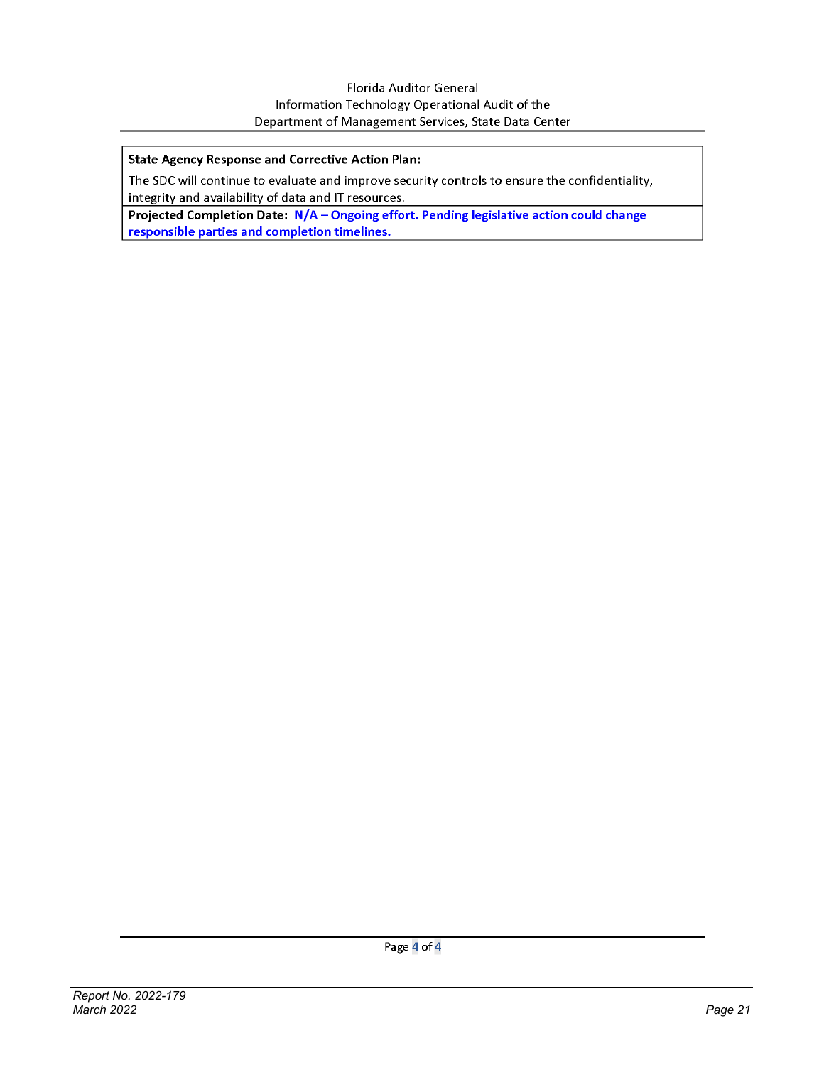| State Agency Response and Corrective Action Plan: |
|---|
| The SDC will continue to evaluate and improve security controls to ensure the confidentiality, integrity and availability of data and IT resources. |
| **Projected Completion Date:** **N/A – Ongoing effort. Pending legislative action could change responsible parties and completion timelines.** |